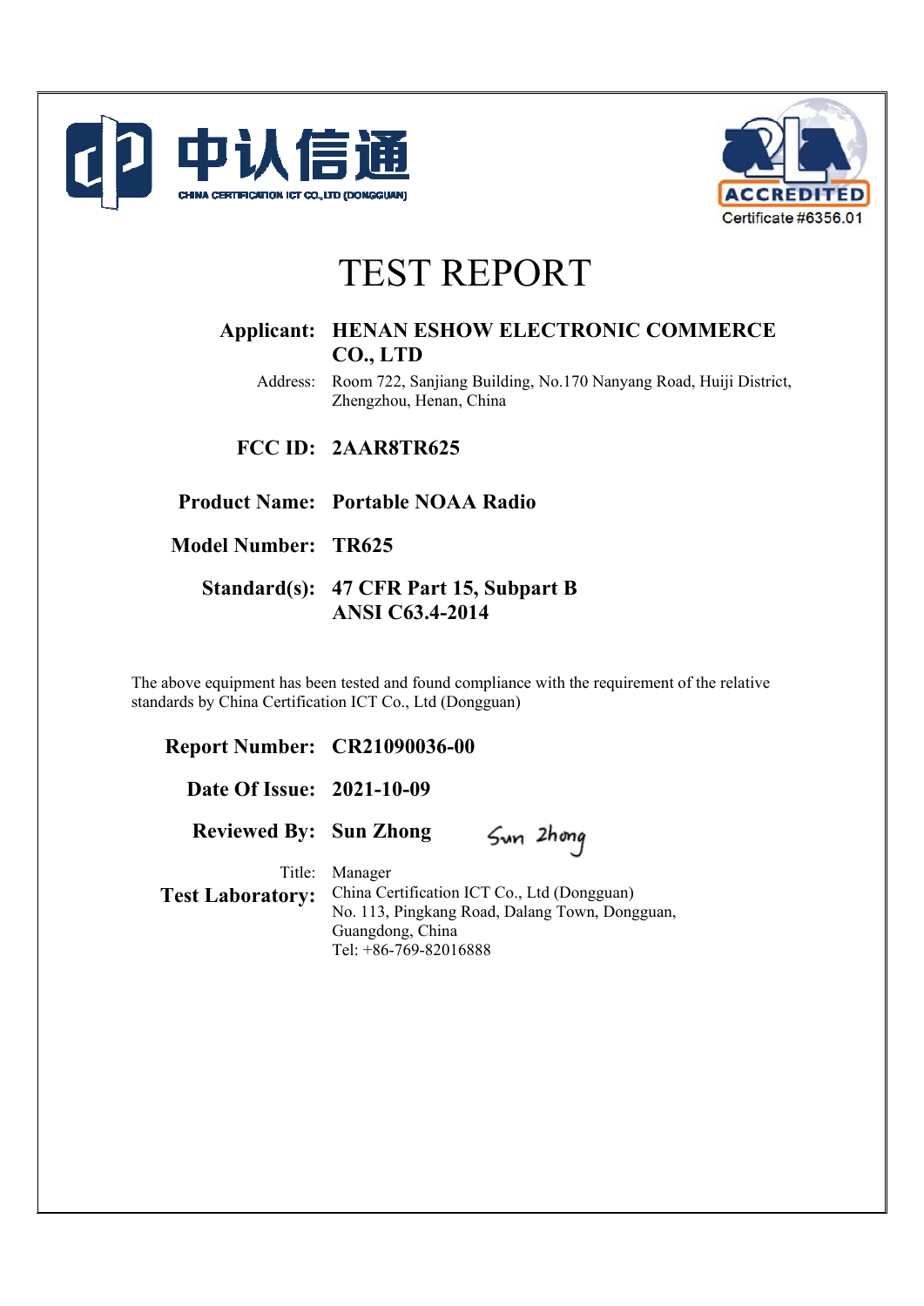中认信通

CHINA CERTIFICATION ICT CO., LTD (DONGGUAN)

ACCREDITED

Certificate #6356.01

# TEST REPORT

**Applicant:** **HENAN ESHOW ELECTRONIC COMMERCE CO., LTD**

Address: Room 722, Sanjiang Building, No.170 Nanyang Road, Huiji District, Zhengzhou, Henan, China

**FCC ID:** **2AAR8TR625**

**Product Name:** **Portable NOAA Radio**

**Model Number:** **TR625**

**Standard(s):** **47 CFR Part 15, Subpart B**
**ANSI C63.4-2014**

The above equipment has been tested and found compliance with the requirement of the relative standards by China Certification ICT Co., Ltd (Dongguan)

**Report Number:** **CR21090036-00**

**Date Of Issue:** **2021-10-09**

**Reviewed By:** **Sun Zhong**

Title: Manager

**Test Laboratory:** China Certification ICT Co., Ltd (Dongguan)
No. 113, Pingkang Road, Dalang Town, Dongguan, Guangdong, China
Tel: +86-769-82016888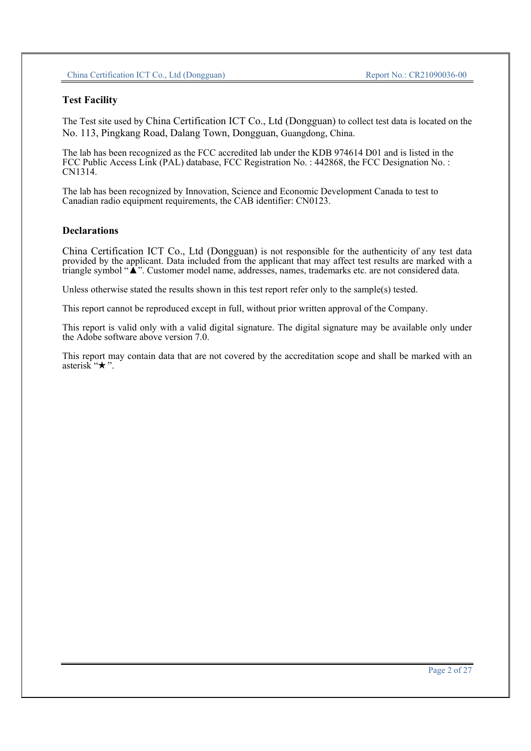## Test Facility

The Test site used by China Certification ICT Co., Ltd (Dongguan) to collect test data is located on the No. 113, Pingkang Road, Dalang Town, Dongguan, Guangdong, China.

The lab has been recognized as the FCC accredited lab under the KDB 974614 D01 and is listed in the FCC Public Access Link (PAL) database, FCC Registration No. : 442868, the FCC Designation No. : CN1314.

The lab has been recognized by Innovation, Science and Economic Development Canada to test to Canadian radio equipment requirements, the CAB identifier: CN0123.

## Declarations

China Certification ICT Co., Ltd (Dongguan) is not responsible for the authenticity of any test data provided by the applicant. Data included from the applicant that may affect test results are marked with a triangle symbol "▲". Customer model name, addresses, names, trademarks etc. are not considered data.

Unless otherwise stated the results shown in this test report refer only to the sample(s) tested.

This report cannot be reproduced except in full, without prior written approval of the Company.

This report is valid only with a valid digital signature. The digital signature may be available only under the Adobe software above version 7.0.

This report may contain data that are not covered by the accreditation scope and shall be marked with an asterisk "★".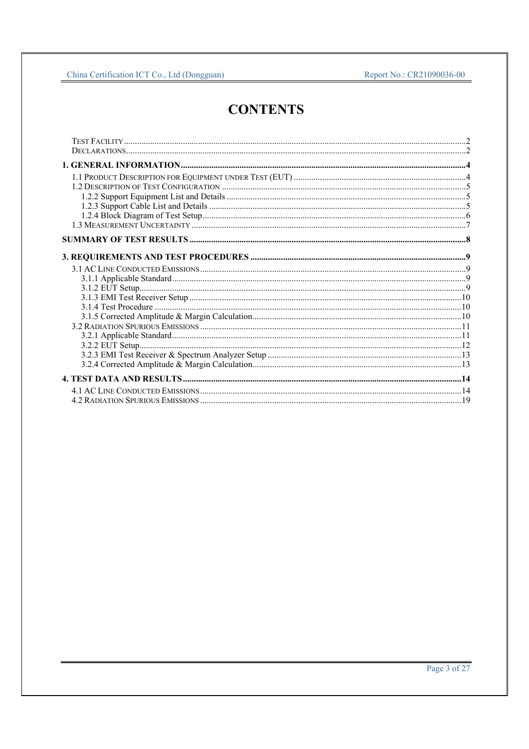# CONTENTS

TEST FACILITY ....................................................................................................................................2
DECLARATIONS ....................................................................................................................................2

**1. GENERAL INFORMATION ....................................................................................................................4**

1.1 PRODUCT DESCRIPTION FOR EQUIPMENT UNDER TEST (EUT) ....................................................................4
1.2 DESCRIPTION OF TEST CONFIGURATION ....................................................................................................5
1.2.2 Support Equipment List and Details ....................................................................................................5
1.2.3 Support Cable List and Details ............................................................................................................5
1.2.4 Block Diagram of Test Setup ................................................................................................................6
1.3 MEASUREMENT UNCERTAINTY ....................................................................................................................7

**SUMMARY OF TEST RESULTS ....................................................................................................................8**

**3. REQUIREMENTS AND TEST PROCEDURES ....................................................................................................9**

3.1 AC LINE CONDUCTED EMISSIONS ....................................................................................................................9
3.1.1 Applicable Standard ....................................................................................................................9
3.1.2 EUT Setup ....................................................................................................................9
3.1.3 EMI Test Receiver Setup ....................................................................................................................10
3.1.4 Test Procedure ....................................................................................................................10
3.1.5 Corrected Amplitude & Margin Calculation ....................................................................................................10
3.2 RADIATION SPURIOUS EMISSIONS ....................................................................................................................11
3.2.1 Applicable Standard ....................................................................................................................11
3.2.2 EUT Setup ....................................................................................................................12
3.2.3 EMI Test Receiver & Spectrum Analyzer Setup ....................................................................................................13
3.2.4 Corrected Amplitude & Margin Calculation ....................................................................................................13

**4. TEST DATA AND RESULTS ....................................................................................................................14**

4.1 AC LINE CONDUCTED EMISSIONS ....................................................................................................................14
4.2 RADIATION SPURIOUS EMISSIONS ....................................................................................................................19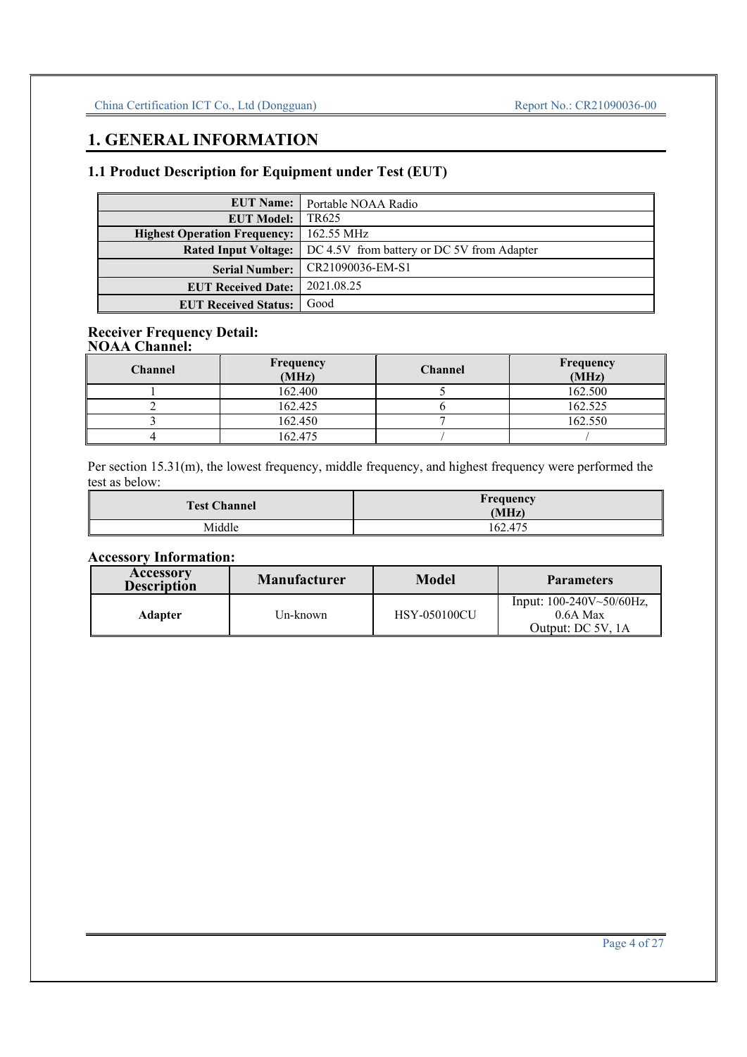# 1. GENERAL INFORMATION

## 1.1 Product Description for Equipment under Test (EUT)

| | |
|---|---|
| **EUT Name:** | Portable NOAA Radio |
| **EUT Model:** | TR625 |
| **Highest Operation Frequency:** | 162.55 MHz |
| **Rated Input Voltage:** | DC 4.5V from battery or DC 5V from Adapter |
| **Serial Number:** | CR21090036-EM-S1 |
| **EUT Received Date:** | 2021.08.25 |
| **EUT Received Status:** | Good |

**Receiver Frequency Detail:**
**NOAA Channel:**

| Channel | Frequency (MHz) | Channel | Frequency (MHz) |
|---|---|---|---|
| 1 | 162.400 | 5 | 162.500 |
| 2 | 162.425 | 6 | 162.525 |
| 3 | 162.450 | 7 | 162.550 |
| 4 | 162.475 | / | / |

Per section 15.31(m), the lowest frequency, middle frequency, and highest frequency were performed the test as below:

| Test Channel | Frequency (MHz) |
|---|---|
| Middle | 162.475 |

**Accessory Information:**

| Accessory Description | Manufacturer | Model | Parameters |
|---|---|---|---|
| **Adapter** | Un-known | HSY-050100CU | Input: 100-240V~50/60Hz, 0.6A Max<br>Output: DC 5V, 1A |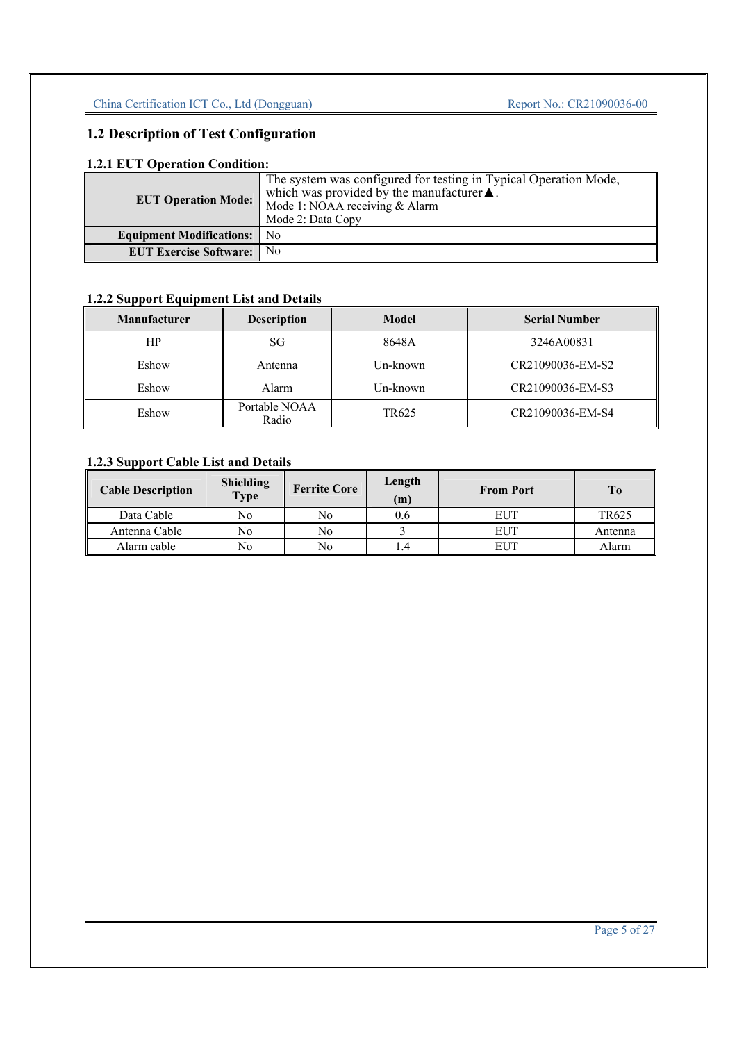## 1.2 Description of Test Configuration

### 1.2.1 EUT Operation Condition:

| | |
|---|---|
| **EUT Operation Mode:** | The system was configured for testing in Typical Operation Mode, which was provided by the manufacturer▲.<br>Mode 1: NOAA receiving & Alarm<br>Mode 2: Data Copy |
| **Equipment Modifications:** | No |
| **EUT Exercise Software:** | No |

### 1.2.2 Support Equipment List and Details

| Manufacturer | Description | Model | Serial Number |
|---|---|---|---|
| HP | SG | 8648A | 3246A00831 |
| Eshow | Antenna | Un-known | CR21090036-EM-S2 |
| Eshow | Alarm | Un-known | CR21090036-EM-S3 |
| Eshow | Portable NOAA Radio | TR625 | CR21090036-EM-S4 |

### 1.2.3 Support Cable List and Details

| Cable Description | Shielding Type | Ferrite Core | Length (m) | From Port | To |
|---|---|---|---|---|---|
| Data Cable | No | No | 0.6 | EUT | TR625 |
| Antenna Cable | No | No | 3 | EUT | Antenna |
| Alarm cable | No | No | 1.4 | EUT | Alarm |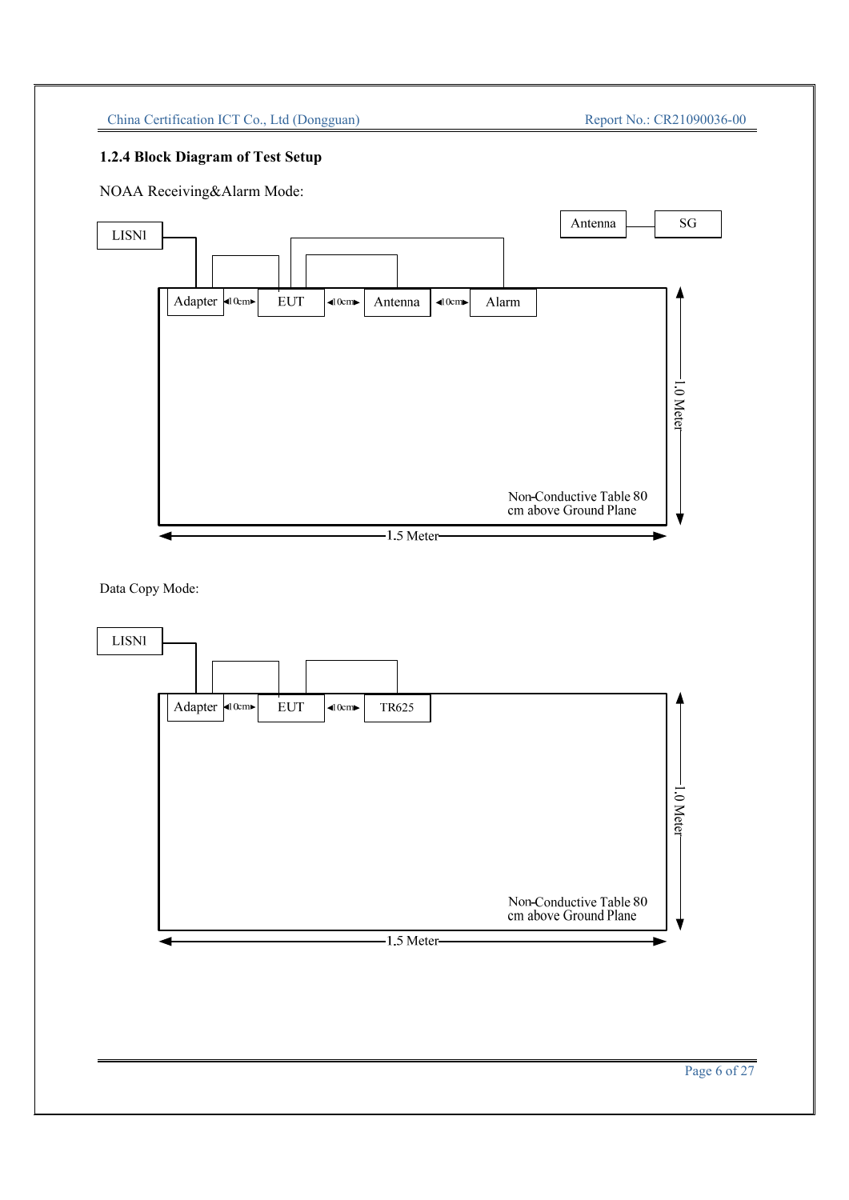### 1.2.4 Block Diagram of Test Setup

NOAA Receiving&Alarm Mode:

LISNl

Antenna — SG

Adapter ◄10cm► EUT ◄10cm► Antenna ◄10cm► Alarm

Non-Conductive Table 80 cm above Ground Plane

1.0 Meter

1.5 Meter

Data Copy Mode:

LISNl

Adapter ◄10cm► EUT ◄10cm► TR625

Non-Conductive Table 80 cm above Ground Plane

1.0 Meter

1.5 Meter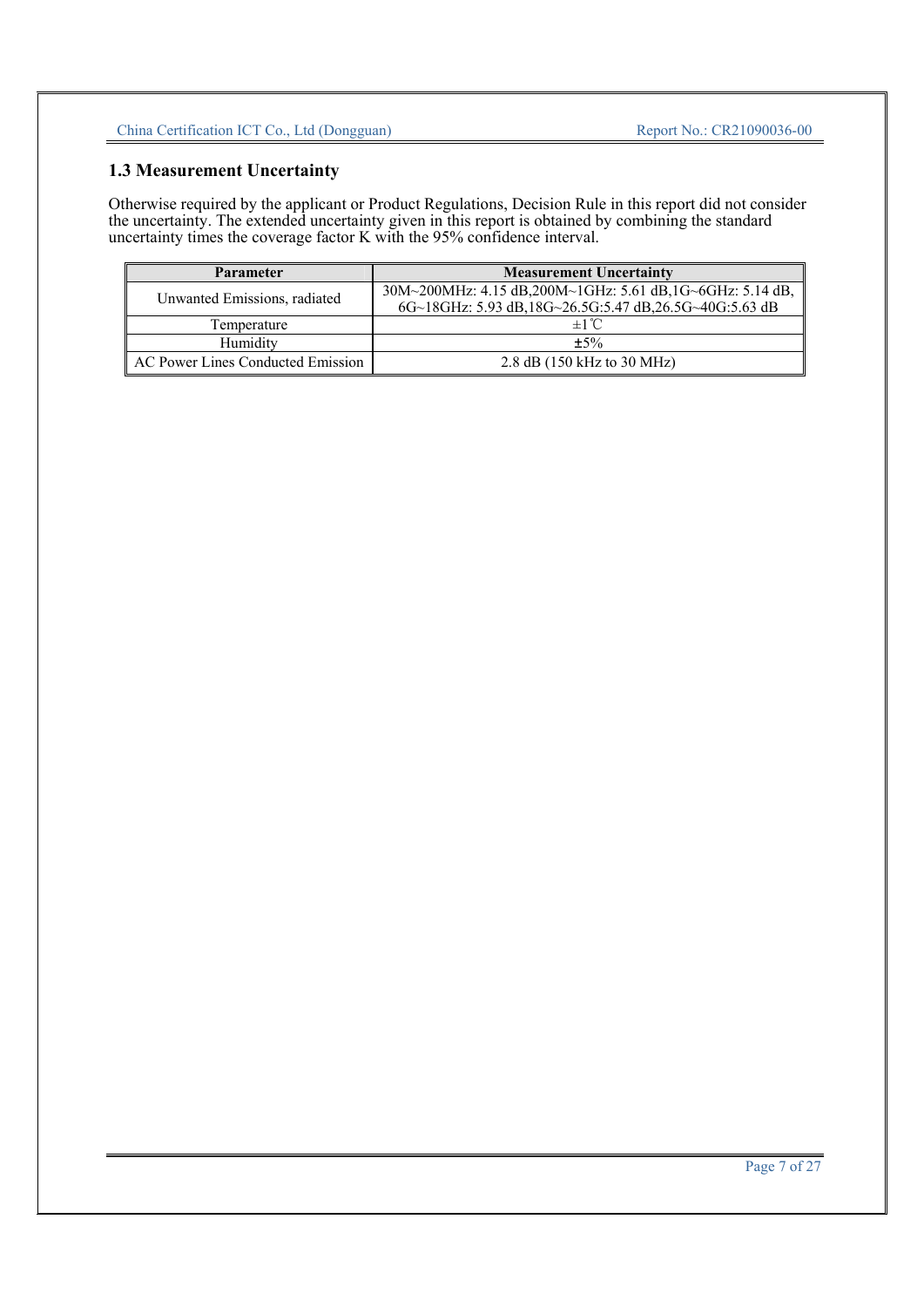### 1.3 Measurement Uncertainty

Otherwise required by the applicant or Product Regulations, Decision Rule in this report did not consider the uncertainty. The extended uncertainty given in this report is obtained by combining the standard uncertainty times the coverage factor K with the 95% confidence interval.

| Parameter | Measurement Uncertainty |
|---|---|
| Unwanted Emissions, radiated | 30M~200MHz: 4.15 dB,200M~1GHz: 5.61 dB,1G~6GHz: 5.14 dB, 6G~18GHz: 5.93 dB,18G~26.5G:5.47 dB,26.5G~40G:5.63 dB |
| Temperature | ±1℃ |
| Humidity | ±5% |
| AC Power Lines Conducted Emission | 2.8 dB (150 kHz to 30 MHz) |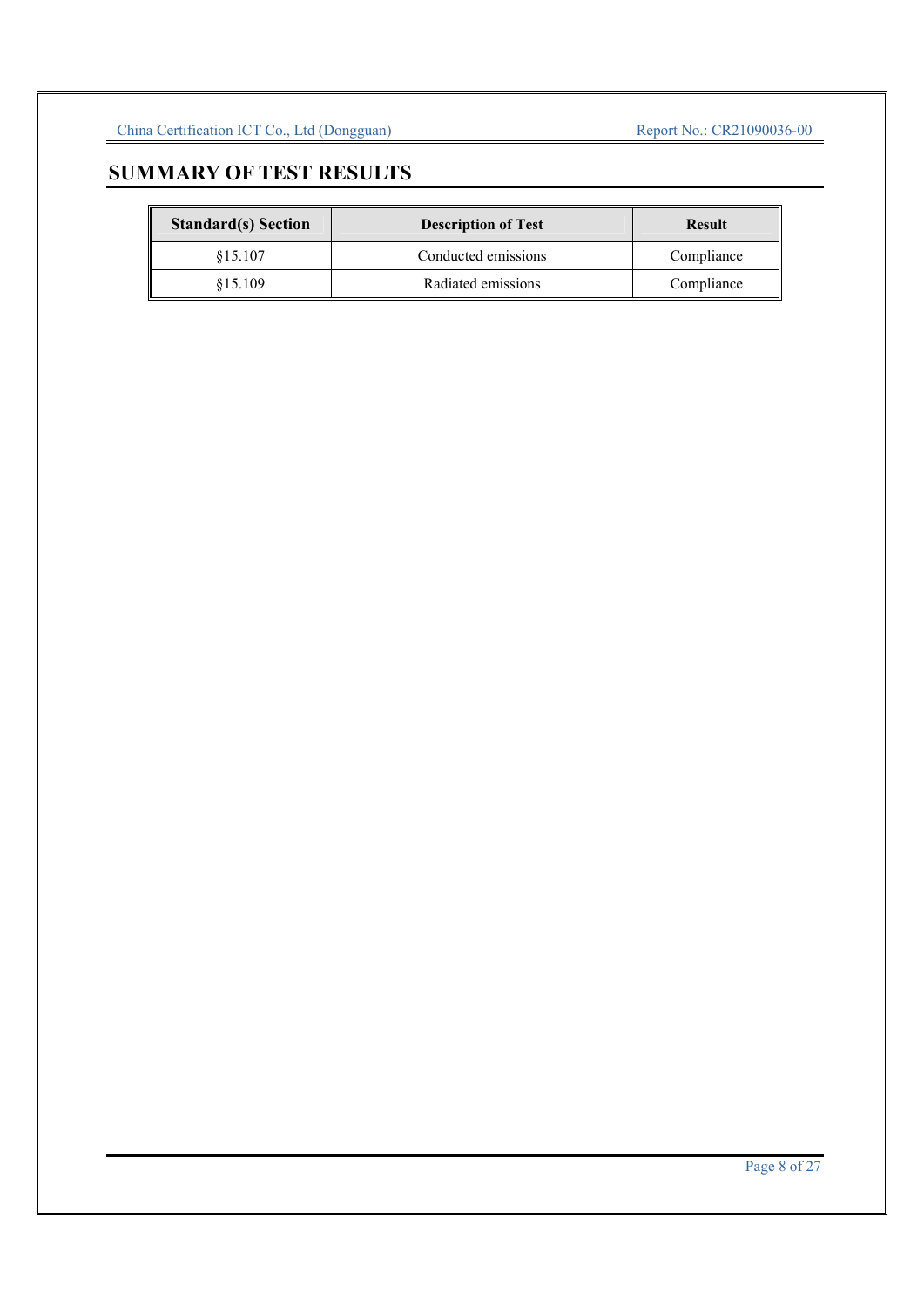# SUMMARY OF TEST RESULTS

| Standard(s) Section | Description of Test | Result |
|---|---|---|
| §15.107 | Conducted emissions | Compliance |
| §15.109 | Radiated emissions | Compliance |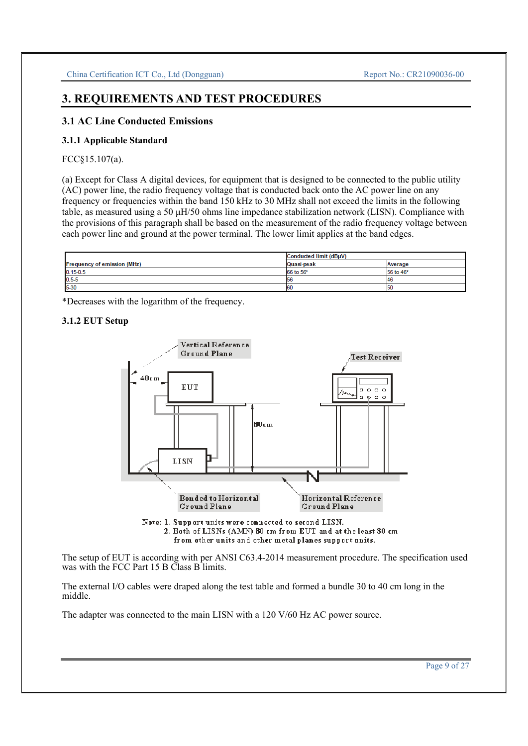# 3. REQUIREMENTS AND TEST PROCEDURES

## 3.1 AC Line Conducted Emissions

### 3.1.1 Applicable Standard

FCC§15.107(a).

(a) Except for Class A digital devices, for equipment that is designed to be connected to the public utility (AC) power line, the radio frequency voltage that is conducted back onto the AC power line on any frequency or frequencies within the band 150 kHz to 30 MHz shall not exceed the limits in the following table, as measured using a 50 µH/50 ohms line impedance stabilization network (LISN). Compliance with the provisions of this paragraph shall be based on the measurement of the radio frequency voltage between each power line and ground at the power terminal. The lower limit applies at the band edges.

| Frequency of emission (MHz) | Conducted limit (dBµV) | |
|---|---|---|
| | Quasi-peak | Average |
| 0.15-0.5 | 66 to 56* | 56 to 46* |
| 0.5-5 | 56 | 46 |
| 5-30 | 60 | 50 |

*Decreases with the logarithm of the frequency.

### 3.1.2 EUT Setup

Vertical Reference Ground Plane

Test Receiver

40cm

EUT

80cm

LISN

Bonded to Horizontal Ground Plane

Horizontal Reference Ground Plane

Note: 1. Support units were connected to second LISN.
2. Both of LISNs (AMN) 80 cm from EUT and at the least 80 cm from other units and other metal planes support units.

The setup of EUT is according with per ANSI C63.4-2014 measurement procedure. The specification used was with the FCC Part 15 B Class B limits.

The external I/O cables were draped along the test table and formed a bundle 30 to 40 cm long in the middle.

The adapter was connected to the main LISN with a 120 V/60 Hz AC power source.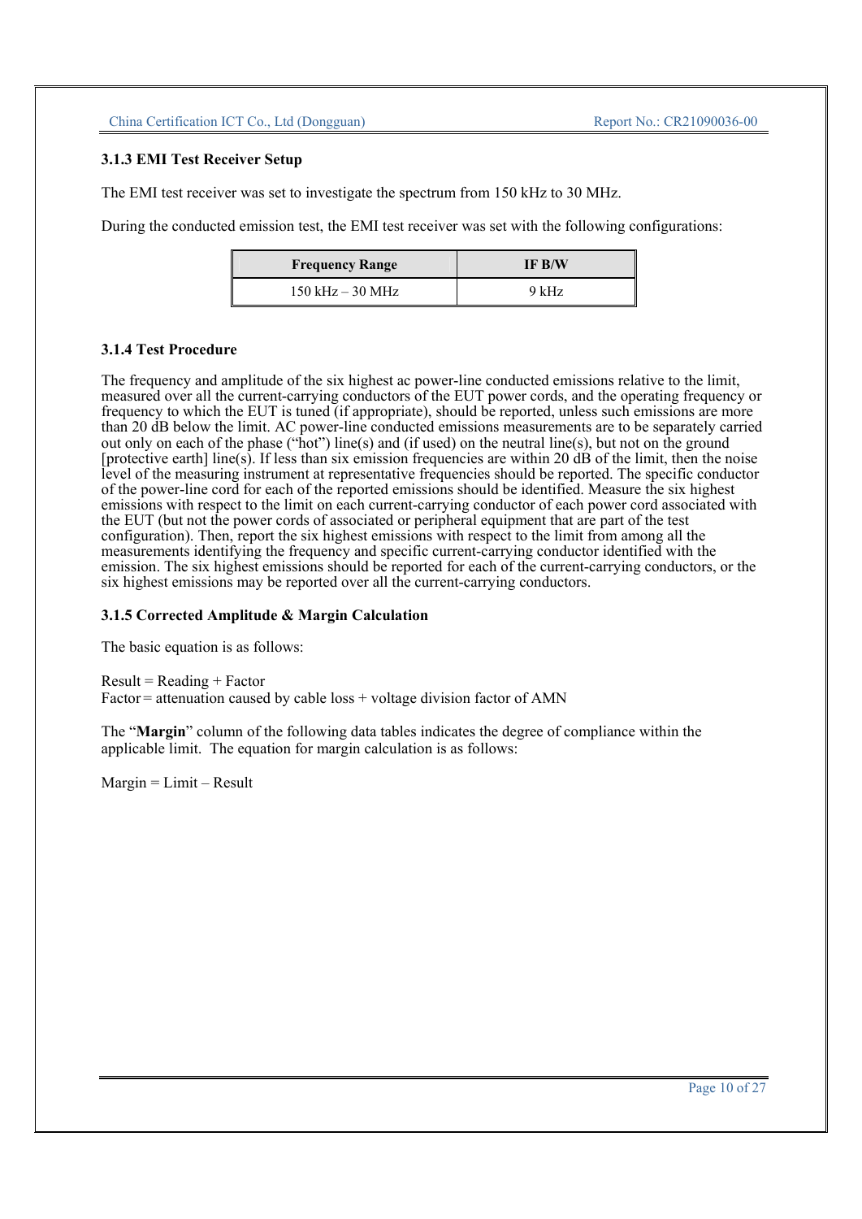### 3.1.3 EMI Test Receiver Setup

The EMI test receiver was set to investigate the spectrum from 150 kHz to 30 MHz.

During the conducted emission test, the EMI test receiver was set with the following configurations:

| Frequency Range | IF B/W |
|---|---|
| 150 kHz – 30 MHz | 9 kHz |

### 3.1.4 Test Procedure

The frequency and amplitude of the six highest ac power-line conducted emissions relative to the limit, measured over all the current-carrying conductors of the EUT power cords, and the operating frequency or frequency to which the EUT is tuned (if appropriate), should be reported, unless such emissions are more than 20 dB below the limit. AC power-line conducted emissions measurements are to be separately carried out only on each of the phase ("hot") line(s) and (if used) on the neutral line(s), but not on the ground [protective earth] line(s). If less than six emission frequencies are within 20 dB of the limit, then the noise level of the measuring instrument at representative frequencies should be reported. The specific conductor of the power-line cord for each of the reported emissions should be identified. Measure the six highest emissions with respect to the limit on each current-carrying conductor of each power cord associated with the EUT (but not the power cords of associated or peripheral equipment that are part of the test configuration). Then, report the six highest emissions with respect to the limit from among all the measurements identifying the frequency and specific current-carrying conductor identified with the emission. The six highest emissions should be reported for each of the current-carrying conductors, or the six highest emissions may be reported over all the current-carrying conductors.

### 3.1.5 Corrected Amplitude & Margin Calculation

The basic equation is as follows:

Result = Reading + Factor
Factor = attenuation caused by cable loss + voltage division factor of AMN

The "**Margin**" column of the following data tables indicates the degree of compliance within the applicable limit. The equation for margin calculation is as follows:

Margin = Limit – Result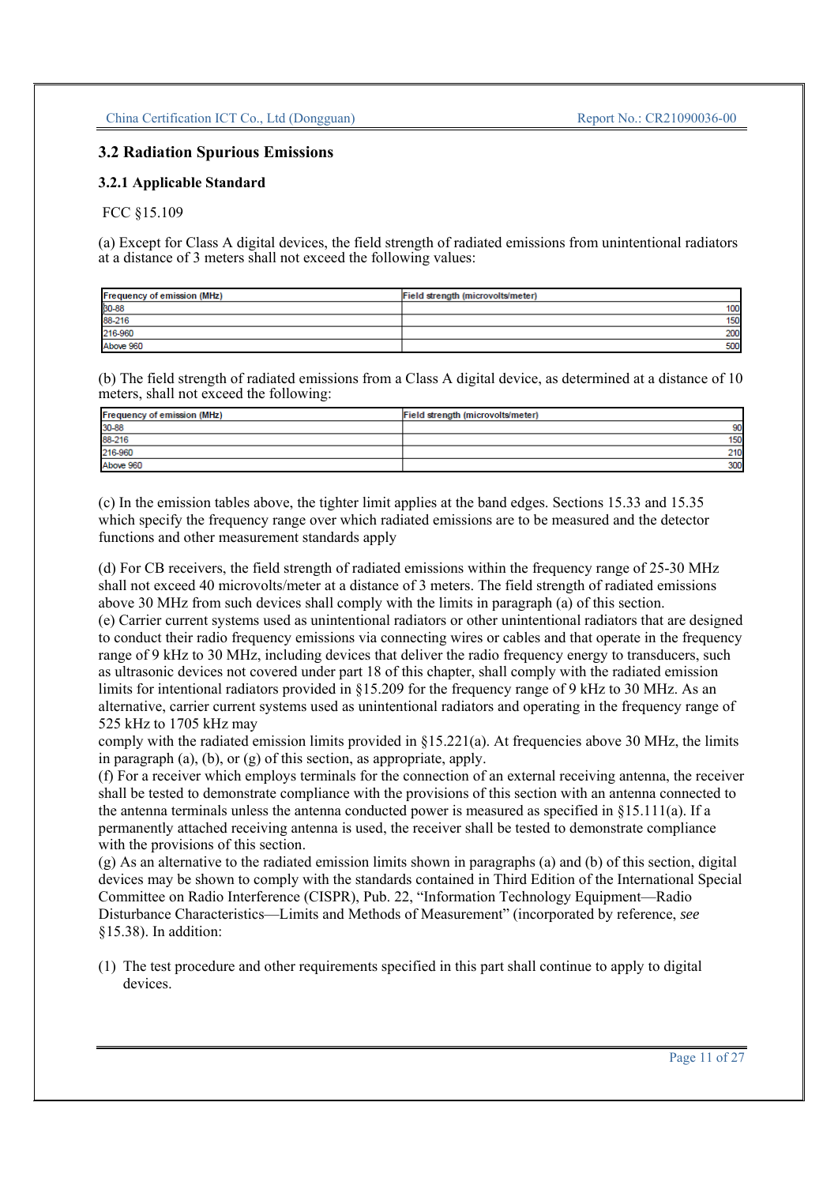## 3.2 Radiation Spurious Emissions

### 3.2.1 Applicable Standard

FCC §15.109

(a) Except for Class A digital devices, the field strength of radiated emissions from unintentional radiators at a distance of 3 meters shall not exceed the following values:

| Frequency of emission (MHz) | Field strength (microvolts/meter) |
|---|---|
| 30-88 | 100 |
| 88-216 | 150 |
| 216-960 | 200 |
| Above 960 | 500 |

(b) The field strength of radiated emissions from a Class A digital device, as determined at a distance of 10 meters, shall not exceed the following:

| Frequency of emission (MHz) | Field strength (microvolts/meter) |
|---|---|
| 30-88 | 90 |
| 88-216 | 150 |
| 216-960 | 210 |
| Above 960 | 300 |

(c) In the emission tables above, the tighter limit applies at the band edges. Sections 15.33 and 15.35 which specify the frequency range over which radiated emissions are to be measured and the detector functions and other measurement standards apply

(d) For CB receivers, the field strength of radiated emissions within the frequency range of 25-30 MHz shall not exceed 40 microvolts/meter at a distance of 3 meters. The field strength of radiated emissions above 30 MHz from such devices shall comply with the limits in paragraph (a) of this section.
(e) Carrier current systems used as unintentional radiators or other unintentional radiators that are designed to conduct their radio frequency emissions via connecting wires or cables and that operate in the frequency range of 9 kHz to 30 MHz, including devices that deliver the radio frequency energy to transducers, such as ultrasonic devices not covered under part 18 of this chapter, shall comply with the radiated emission limits for intentional radiators provided in §15.209 for the frequency range of 9 kHz to 30 MHz. As an alternative, carrier current systems used as unintentional radiators and operating in the frequency range of 525 kHz to 1705 kHz may
comply with the radiated emission limits provided in §15.221(a). At frequencies above 30 MHz, the limits in paragraph (a), (b), or (g) of this section, as appropriate, apply.
(f) For a receiver which employs terminals for the connection of an external receiving antenna, the receiver shall be tested to demonstrate compliance with the provisions of this section with an antenna connected to the antenna terminals unless the antenna conducted power is measured as specified in §15.111(a). If a permanently attached receiving antenna is used, the receiver shall be tested to demonstrate compliance with the provisions of this section.
(g) As an alternative to the radiated emission limits shown in paragraphs (a) and (b) of this section, digital devices may be shown to comply with the standards contained in Third Edition of the International Special Committee on Radio Interference (CISPR), Pub. 22, "Information Technology Equipment—Radio Disturbance Characteristics—Limits and Methods of Measurement" (incorporated by reference, *see* §15.38). In addition:

(1) The test procedure and other requirements specified in this part shall continue to apply to digital devices.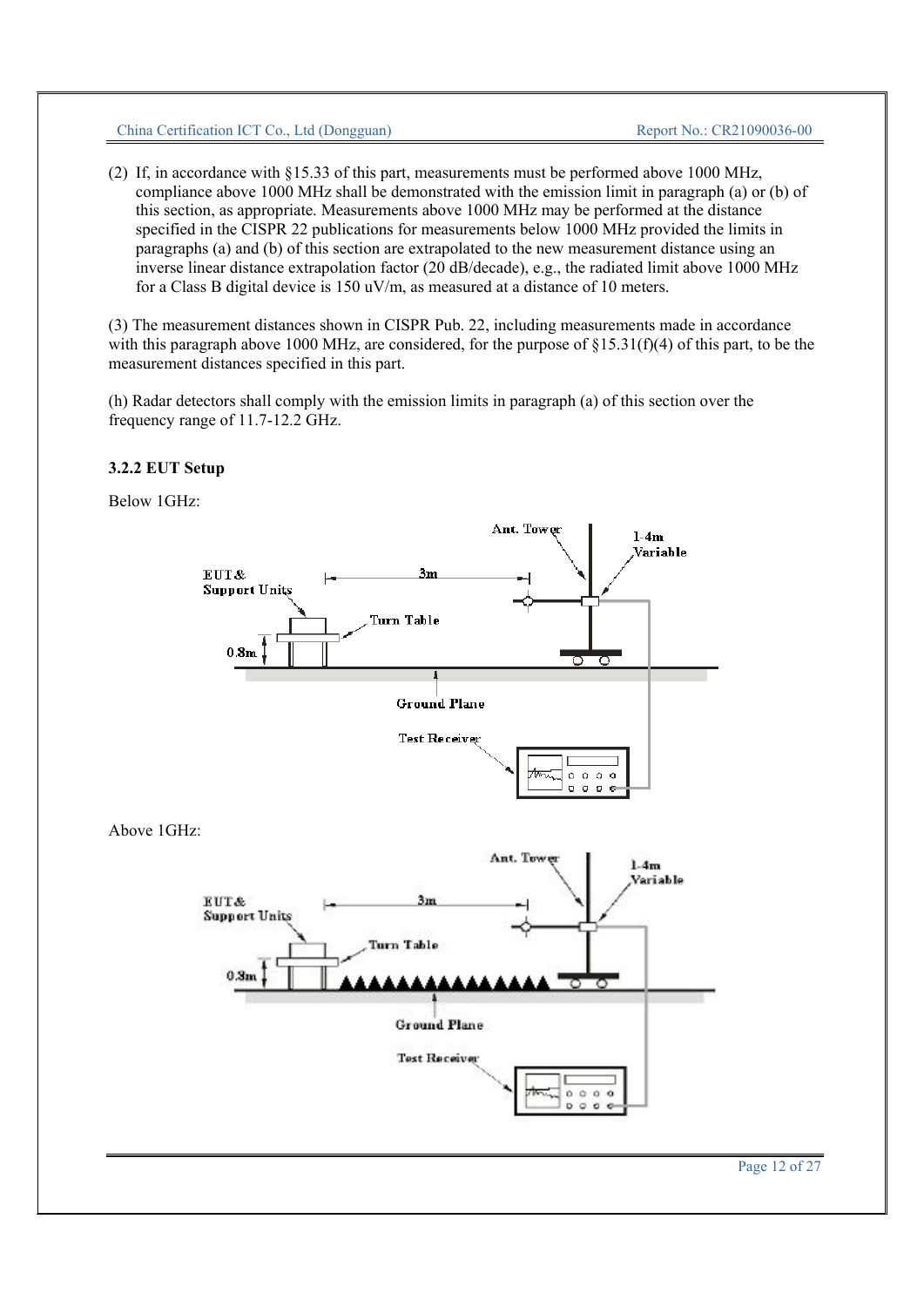(2) If, in accordance with §15.33 of this part, measurements must be performed above 1000 MHz, compliance above 1000 MHz shall be demonstrated with the emission limit in paragraph (a) or (b) of this section, as appropriate. Measurements above 1000 MHz may be performed at the distance specified in the CISPR 22 publications for measurements below 1000 MHz provided the limits in paragraphs (a) and (b) of this section are extrapolated to the new measurement distance using an inverse linear distance extrapolation factor (20 dB/decade), e.g., the radiated limit above 1000 MHz for a Class B digital device is 150 uV/m, as measured at a distance of 10 meters.

(3) The measurement distances shown in CISPR Pub. 22, including measurements made in accordance with this paragraph above 1000 MHz, are considered, for the purpose of §15.31(f)(4) of this part, to be the measurement distances specified in this part.

(h) Radar detectors shall comply with the emission limits in paragraph (a) of this section over the frequency range of 11.7-12.2 GHz.

### 3.2.2 EUT Setup

Below 1GHz:

Ant. Tower
1-4m Variable
EUT & Support Units
3m
Turn Table
0.8m
Ground Plane
Test Receiver

Above 1GHz:

Ant. Tower
1-4m Variable
EUT & Support Units
3m
Turn Table
0.8m
Ground Plane
Test Receiver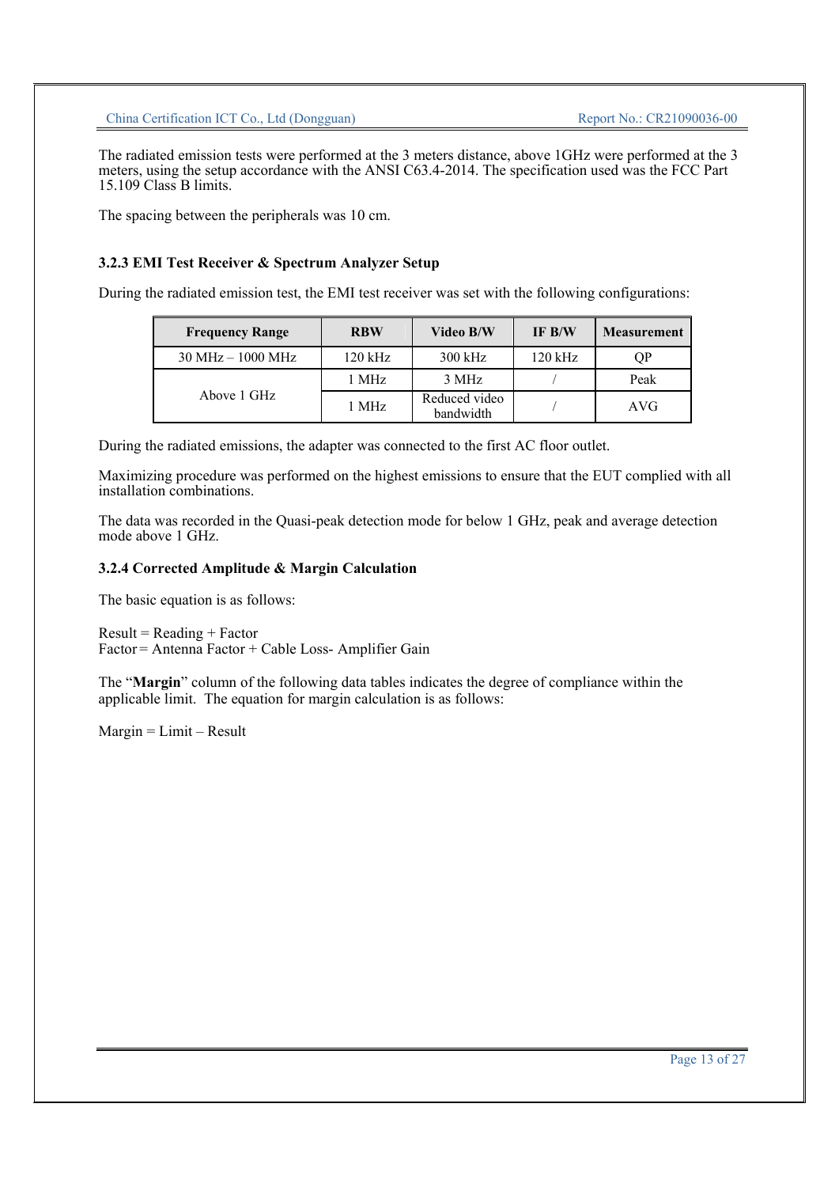The radiated emission tests were performed at the 3 meters distance, above 1GHz were performed at the 3 meters, using the setup accordance with the ANSI C63.4-2014. The specification used was the FCC Part 15.109 Class B limits.

The spacing between the peripherals was 10 cm.

### 3.2.3 EMI Test Receiver & Spectrum Analyzer Setup

During the radiated emission test, the EMI test receiver was set with the following configurations:

| Frequency Range | RBW | Video B/W | IF B/W | Measurement |
|---|---|---|---|---|
| 30 MHz – 1000 MHz | 120 kHz | 300 kHz | 120 kHz | QP |
| Above 1 GHz | 1 MHz | 3 MHz | / | Peak |
| | 1 MHz | Reduced video bandwidth | / | AVG |

During the radiated emissions, the adapter was connected to the first AC floor outlet.

Maximizing procedure was performed on the highest emissions to ensure that the EUT complied with all installation combinations.

The data was recorded in the Quasi-peak detection mode for below 1 GHz, peak and average detection mode above 1 GHz.

### 3.2.4 Corrected Amplitude & Margin Calculation

The basic equation is as follows:

Result = Reading + Factor
Factor = Antenna Factor + Cable Loss- Amplifier Gain

The "**Margin**" column of the following data tables indicates the degree of compliance within the applicable limit. The equation for margin calculation is as follows:

Margin = Limit – Result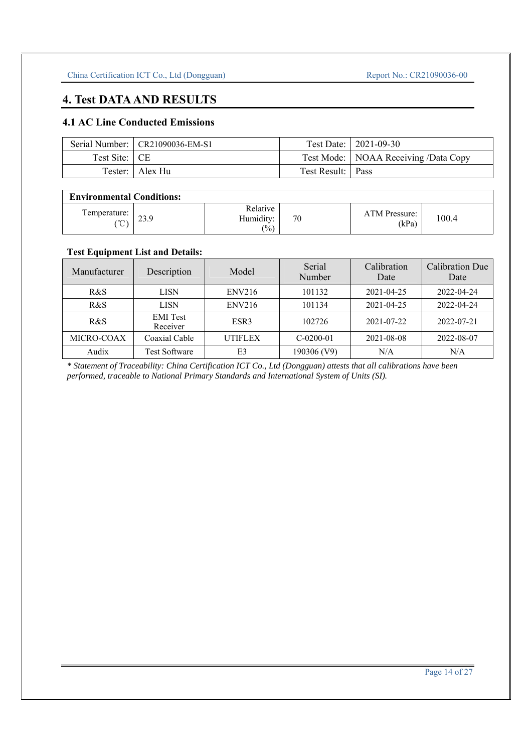# 4. Test DATA AND RESULTS

## 4.1 AC Line Conducted Emissions

| Serial Number: | CR21090036-EM-S1 | Test Date: | 2021-09-30 |
|---|---|---|---|
| Test Site: | CE | Test Mode: | NOAA Receiving /Data Copy |
| Tester: | Alex Hu | Test Result: | Pass |

| **Environmental Conditions:** | | | | | |
|---|---|---|---|---|---|
| Temperature: (℃) | 23.9 | Relative Humidity: (%) | 70 | ATM Pressure: (kPa) | 100.4 |

**Test Equipment List and Details:**

| Manufacturer | Description | Model | Serial Number | Calibration Date | Calibration Due Date |
|---|---|---|---|---|---|
| R&S | LISN | ENV216 | 101132 | 2021-04-25 | 2022-04-24 |
| R&S | LISN | ENV216 | 101134 | 2021-04-25 | 2022-04-24 |
| R&S | EMI Test Receiver | ESR3 | 102726 | 2021-07-22 | 2022-07-21 |
| MICRO-COAX | Coaxial Cable | UTIFLEX | C-0200-01 | 2021-08-08 | 2022-08-07 |
| Audix | Test Software | E3 | 190306 (V9) | N/A | N/A |

*\* Statement of Traceability: China Certification ICT Co., Ltd (Dongguan) attests that all calibrations have been performed, traceable to National Primary Standards and International System of Units (SI).*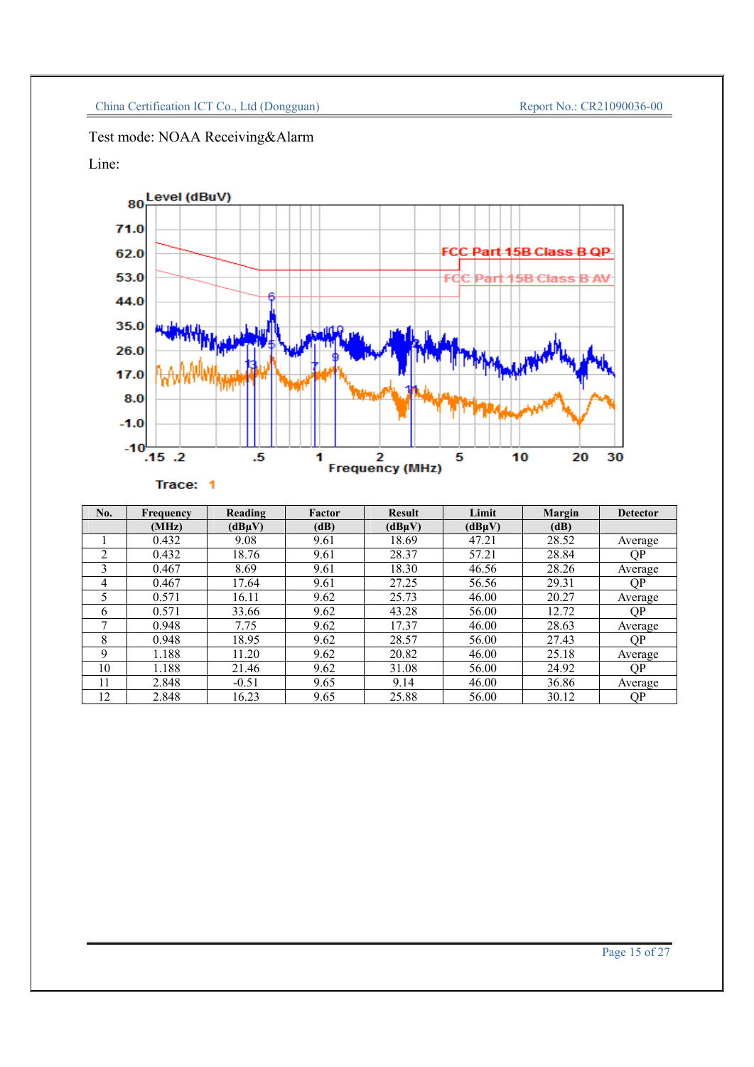Test mode: NOAA Receiving&Alarm

Line:

| No. | Frequency (MHz) | Reading (dBμV) | Factor (dB) | Result (dBμV) | Limit (dBμV) | Margin (dB) | Detector |
|---|---|---|---|---|---|---|---|
| 1 | 0.432 | 9.08 | 9.61 | 18.69 | 47.21 | 28.52 | Average |
| 2 | 0.432 | 18.76 | 9.61 | 28.37 | 57.21 | 28.84 | QP |
| 3 | 0.467 | 8.69 | 9.61 | 18.30 | 46.56 | 28.26 | Average |
| 4 | 0.467 | 17.64 | 9.61 | 27.25 | 56.56 | 29.31 | QP |
| 5 | 0.571 | 16.11 | 9.62 | 25.73 | 46.00 | 20.27 | Average |
| 6 | 0.571 | 33.66 | 9.62 | 43.28 | 56.00 | 12.72 | QP |
| 7 | 0.948 | 7.75 | 9.62 | 17.37 | 46.00 | 28.63 | Average |
| 8 | 0.948 | 18.95 | 9.62 | 28.57 | 56.00 | 27.43 | QP |
| 9 | 1.188 | 11.20 | 9.62 | 20.82 | 46.00 | 25.18 | Average |
| 10 | 1.188 | 21.46 | 9.62 | 31.08 | 56.00 | 24.92 | QP |
| 11 | 2.848 | -0.51 | 9.65 | 9.14 | 46.00 | 36.86 | Average |
| 12 | 2.848 | 16.23 | 9.65 | 25.88 | 56.00 | 30.12 | QP |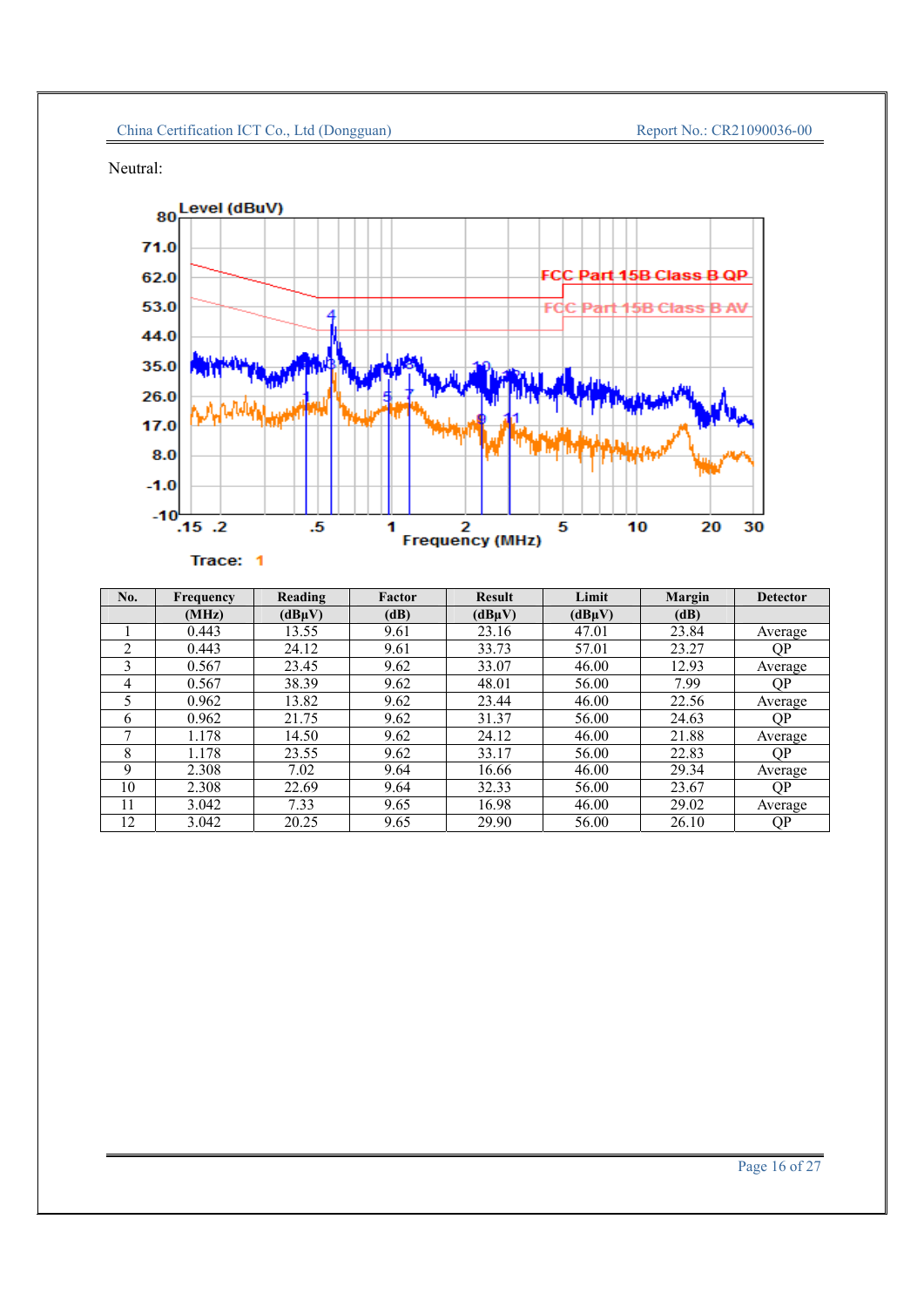Neutral:

Level (dBuV)

80
71.0
62.0
53.0
44.0
35.0
26.0
17.0
8.0
-1.0
-10

FCC Part 15B Class B QP

FCC Part 15B Class B AV

.15 .2 .5 1 2 5 10 20 30

Frequency (MHz)

Trace: 1

| No. | Frequency | Reading | Factor | Result | Limit | Margin | Detector |
|---|---|---|---|---|---|---|---|
| | (MHz) | (dBμV) | (dB) | (dBμV) | (dBμV) | (dB) | |
| 1 | 0.443 | 13.55 | 9.61 | 23.16 | 47.01 | 23.84 | Average |
| 2 | 0.443 | 24.12 | 9.61 | 33.73 | 57.01 | 23.27 | QP |
| 3 | 0.567 | 23.45 | 9.62 | 33.07 | 46.00 | 12.93 | Average |
| 4 | 0.567 | 38.39 | 9.62 | 48.01 | 56.00 | 7.99 | QP |
| 5 | 0.962 | 13.82 | 9.62 | 23.44 | 46.00 | 22.56 | Average |
| 6 | 0.962 | 21.75 | 9.62 | 31.37 | 56.00 | 24.63 | QP |
| 7 | 1.178 | 14.50 | 9.62 | 24.12 | 46.00 | 21.88 | Average |
| 8 | 1.178 | 23.55 | 9.62 | 33.17 | 56.00 | 22.83 | QP |
| 9 | 2.308 | 7.02 | 9.64 | 16.66 | 46.00 | 29.34 | Average |
| 10 | 2.308 | 22.69 | 9.64 | 32.33 | 56.00 | 23.67 | QP |
| 11 | 3.042 | 7.33 | 9.65 | 16.98 | 46.00 | 29.02 | Average |
| 12 | 3.042 | 20.25 | 9.65 | 29.90 | 56.00 | 26.10 | QP |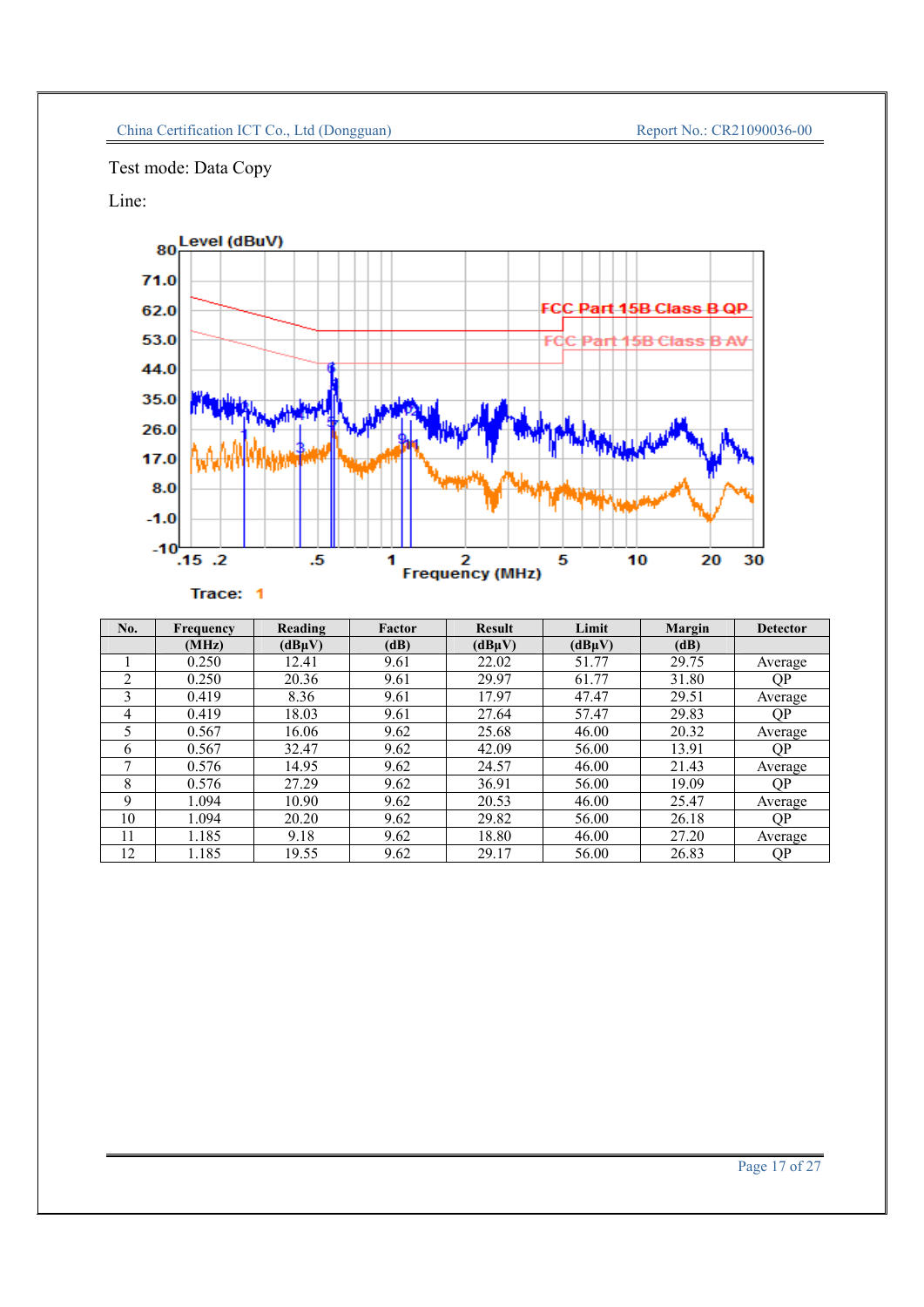Test mode: Data Copy

Line:

| No. | Frequency (MHz) | Reading (dBμV) | Factor (dB) | Result (dBμV) | Limit (dBμV) | Margin (dB) | Detector |
|---|---|---|---|---|---|---|---|
| 1 | 0.250 | 12.41 | 9.61 | 22.02 | 51.77 | 29.75 | Average |
| 2 | 0.250 | 20.36 | 9.61 | 29.97 | 61.77 | 31.80 | QP |
| 3 | 0.419 | 8.36 | 9.61 | 17.97 | 47.47 | 29.51 | Average |
| 4 | 0.419 | 18.03 | 9.61 | 27.64 | 57.47 | 29.83 | QP |
| 5 | 0.567 | 16.06 | 9.62 | 25.68 | 46.00 | 20.32 | Average |
| 6 | 0.567 | 32.47 | 9.62 | 42.09 | 56.00 | 13.91 | QP |
| 7 | 0.576 | 14.95 | 9.62 | 24.57 | 46.00 | 21.43 | Average |
| 8 | 0.576 | 27.29 | 9.62 | 36.91 | 56.00 | 19.09 | QP |
| 9 | 1.094 | 10.90 | 9.62 | 20.53 | 46.00 | 25.47 | Average |
| 10 | 1.094 | 20.20 | 9.62 | 29.82 | 56.00 | 26.18 | QP |
| 11 | 1.185 | 9.18 | 9.62 | 18.80 | 46.00 | 27.20 | Average |
| 12 | 1.185 | 19.55 | 9.62 | 29.17 | 56.00 | 26.83 | QP |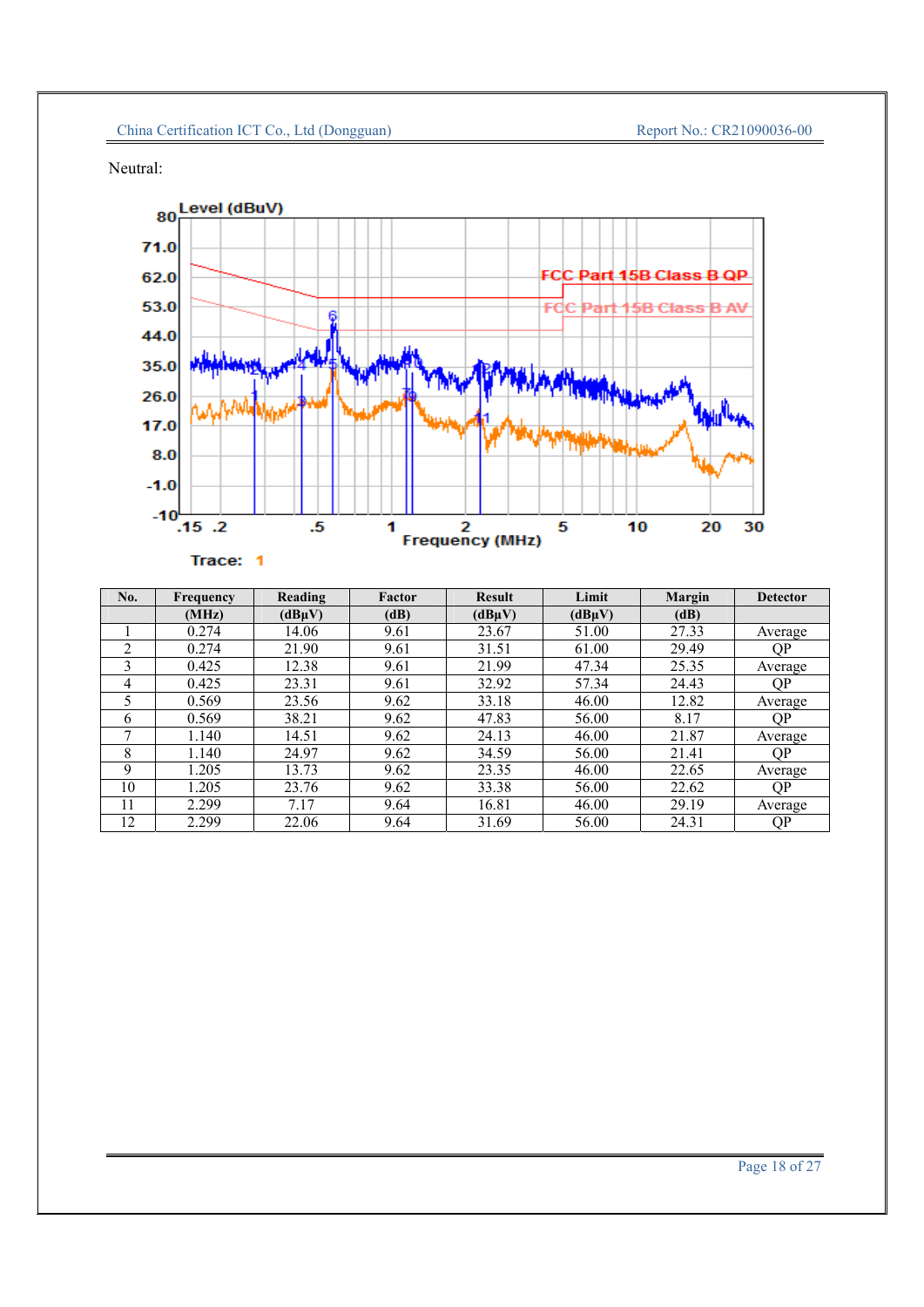Neutral:

| No. | Frequency | Reading | Factor | Result | Limit | Margin | Detector |
|---|---|---|---|---|---|---|---|
| | (MHz) | (dBμV) | (dB) | (dBμV) | (dBμV) | (dB) | |
| 1 | 0.274 | 14.06 | 9.61 | 23.67 | 51.00 | 27.33 | Average |
| 2 | 0.274 | 21.90 | 9.61 | 31.51 | 61.00 | 29.49 | QP |
| 3 | 0.425 | 12.38 | 9.61 | 21.99 | 47.34 | 25.35 | Average |
| 4 | 0.425 | 23.31 | 9.61 | 32.92 | 57.34 | 24.43 | QP |
| 5 | 0.569 | 23.56 | 9.62 | 33.18 | 46.00 | 12.82 | Average |
| 6 | 0.569 | 38.21 | 9.62 | 47.83 | 56.00 | 8.17 | QP |
| 7 | 1.140 | 14.51 | 9.62 | 24.13 | 46.00 | 21.87 | Average |
| 8 | 1.140 | 24.97 | 9.62 | 34.59 | 56.00 | 21.41 | QP |
| 9 | 1.205 | 13.73 | 9.62 | 23.35 | 46.00 | 22.65 | Average |
| 10 | 1.205 | 23.76 | 9.62 | 33.38 | 56.00 | 22.62 | QP |
| 11 | 2.299 | 7.17 | 9.64 | 16.81 | 46.00 | 29.19 | Average |
| 12 | 2.299 | 22.06 | 9.64 | 31.69 | 56.00 | 24.31 | QP |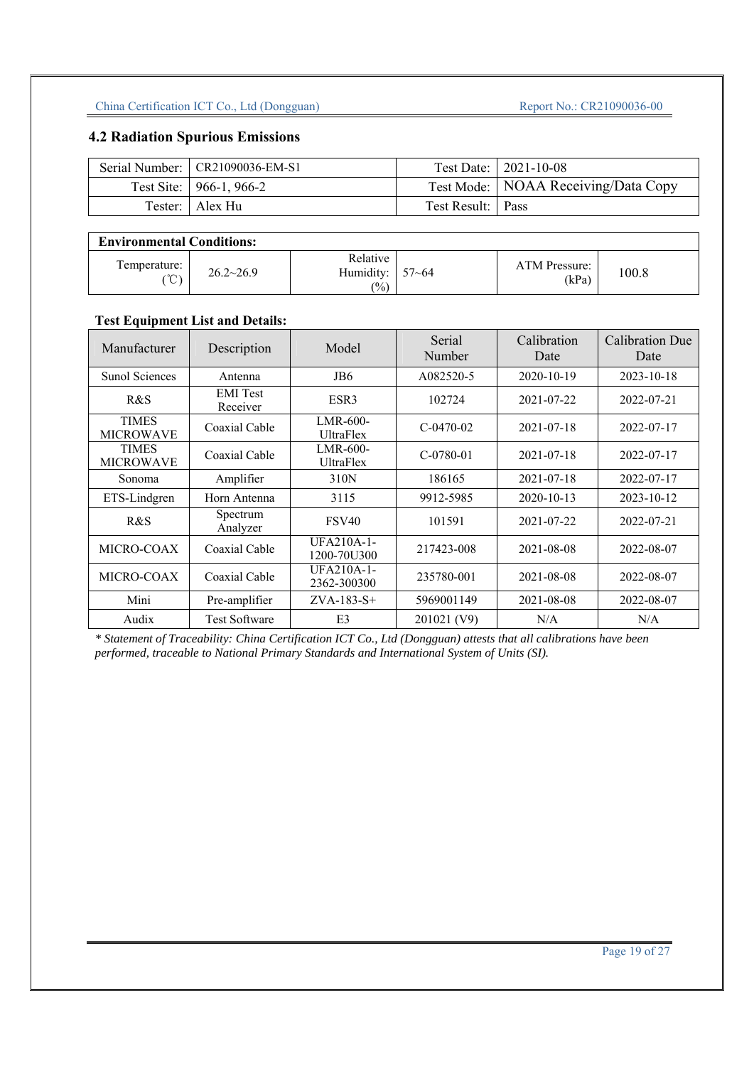## 4.2 Radiation Spurious Emissions

| Serial Number: | CR21090036-EM-S1 | Test Date: | 2021-10-08 |
|---|---|---|---|
| Test Site: | 966-1, 966-2 | Test Mode: | NOAA Receiving/Data Copy |
| Tester: | Alex Hu | Test Result: | Pass |

| **Environmental Conditions:** | | | | | |
|---|---|---|---|---|---|
| Temperature: (℃) | 26.2~26.9 | Relative Humidity: (%) | 57~64 | ATM Pressure: (kPa) | 100.8 |

**Test Equipment List and Details:**

| Manufacturer | Description | Model | Serial Number | Calibration Date | Calibration Due Date |
|---|---|---|---|---|---|
| Sunol Sciences | Antenna | JB6 | A082520-5 | 2020-10-19 | 2023-10-18 |
| R&S | EMI Test Receiver | ESR3 | 102724 | 2021-07-22 | 2022-07-21 |
| TIMES MICROWAVE | Coaxial Cable | LMR-600-UltraFlex | C-0470-02 | 2021-07-18 | 2022-07-17 |
| TIMES MICROWAVE | Coaxial Cable | LMR-600-UltraFlex | C-0780-01 | 2021-07-18 | 2022-07-17 |
| Sonoma | Amplifier | 310N | 186165 | 2021-07-18 | 2022-07-17 |
| ETS-Lindgren | Horn Antenna | 3115 | 9912-5985 | 2020-10-13 | 2023-10-12 |
| R&S | Spectrum Analyzer | FSV40 | 101591 | 2021-07-22 | 2022-07-21 |
| MICRO-COAX | Coaxial Cable | UFA210A-1-1200-70U300 | 217423-008 | 2021-08-08 | 2022-08-07 |
| MICRO-COAX | Coaxial Cable | UFA210A-1-2362-300300 | 235780-001 | 2021-08-08 | 2022-08-07 |
| Mini | Pre-amplifier | ZVA-183-S+ | 5969001149 | 2021-08-08 | 2022-08-07 |
| Audix | Test Software | E3 | 201021 (V9) | N/A | N/A |

*\* Statement of Traceability: China Certification ICT Co., Ltd (Dongguan) attests that all calibrations have been performed, traceable to National Primary Standards and International System of Units (SI).*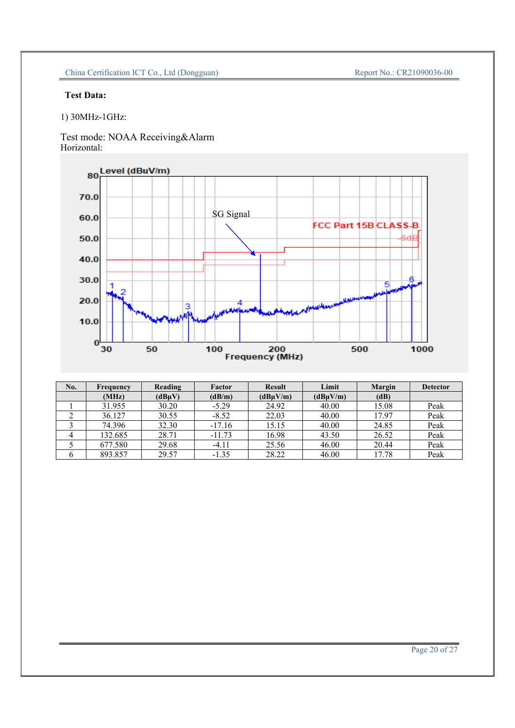**Test Data:**

1) 30MHz-1GHz:

Test mode: NOAA Receiving&Alarm
Horizontal:

| No. | Frequency (MHz) | Reading (dBμV) | Factor (dB/m) | Result (dBμV/m) | Limit (dBμV/m) | Margin (dB) | Detector |
|---|---|---|---|---|---|---|---|
| 1 | 31.955 | 30.20 | -5.29 | 24.92 | 40.00 | 15.08 | Peak |
| 2 | 36.127 | 30.55 | -8.52 | 22.03 | 40.00 | 17.97 | Peak |
| 3 | 74.396 | 32.30 | -17.16 | 15.15 | 40.00 | 24.85 | Peak |
| 4 | 132.685 | 28.71 | -11.73 | 16.98 | 43.50 | 26.52 | Peak |
| 5 | 677.580 | 29.68 | -4.11 | 25.56 | 46.00 | 20.44 | Peak |
| 6 | 893.857 | 29.57 | -1.35 | 28.22 | 46.00 | 17.78 | Peak |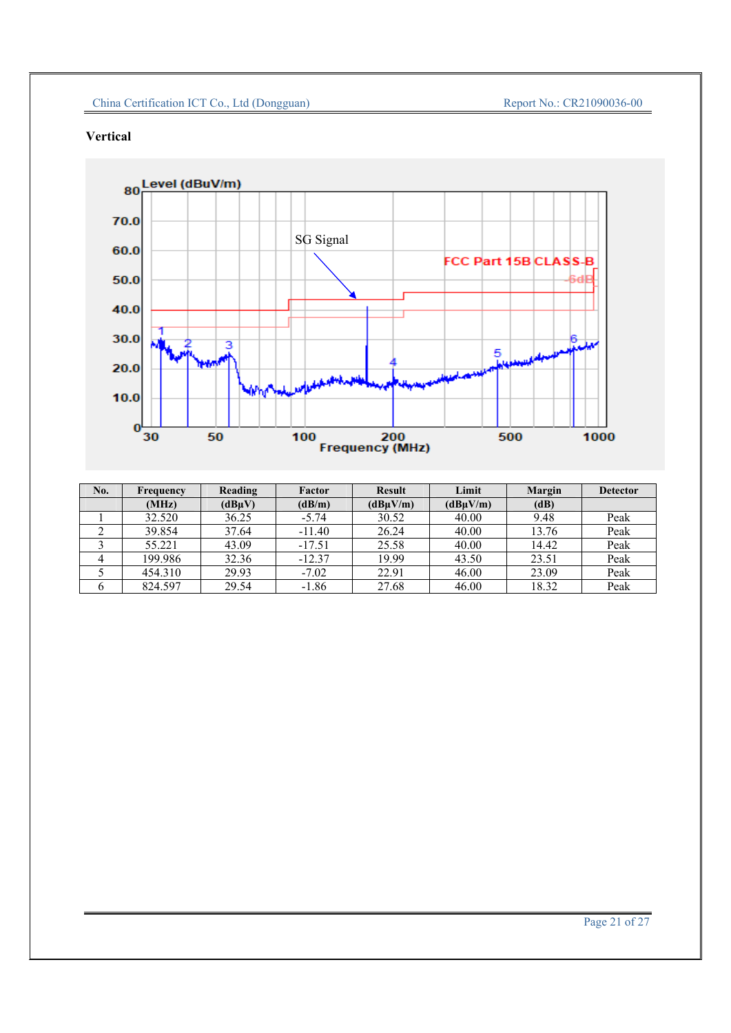**Vertical**

| No. | Frequency | Reading | Factor | Result | Limit | Margin | Detector |
|---|---|---|---|---|---|---|---|
| | (MHz) | (dBμV) | (dB/m) | (dBμV/m) | (dBμV/m) | (dB) | |
| 1 | 32.520 | 36.25 | -5.74 | 30.52 | 40.00 | 9.48 | Peak |
| 2 | 39.854 | 37.64 | -11.40 | 26.24 | 40.00 | 13.76 | Peak |
| 3 | 55.221 | 43.09 | -17.51 | 25.58 | 40.00 | 14.42 | Peak |
| 4 | 199.986 | 32.36 | -12.37 | 19.99 | 43.50 | 23.51 | Peak |
| 5 | 454.310 | 29.93 | -7.02 | 22.91 | 46.00 | 23.09 | Peak |
| 6 | 824.597 | 29.54 | -1.86 | 27.68 | 46.00 | 18.32 | Peak |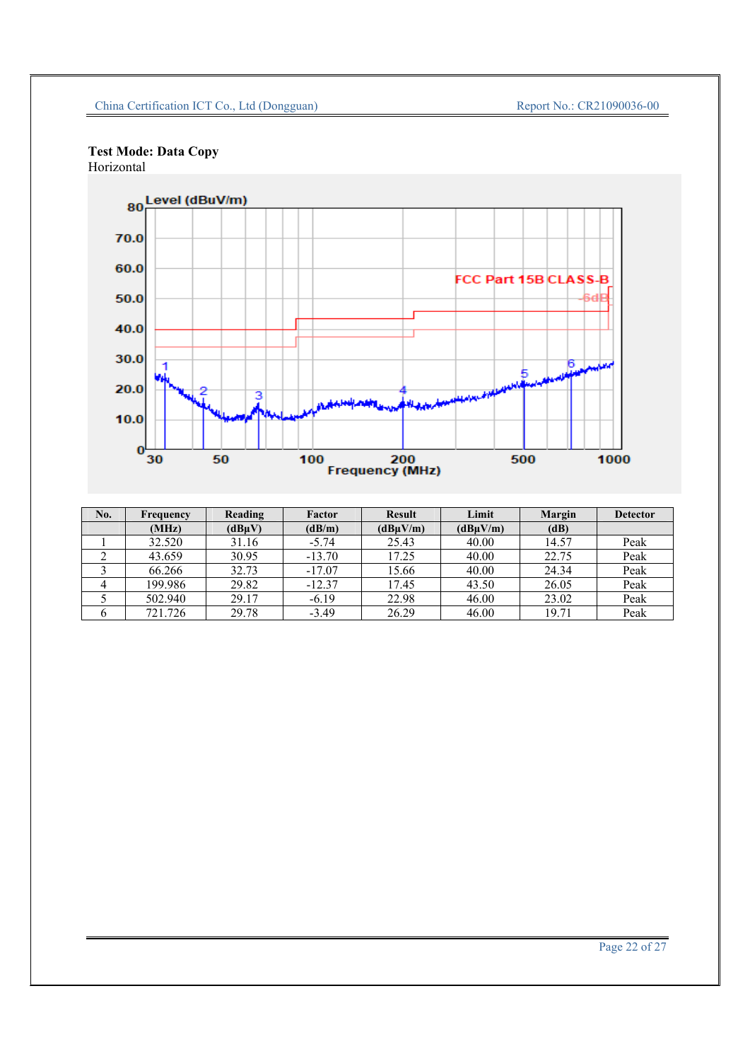**Test Mode: Data Copy**

Horizontal

| No. | Frequency | Reading | Factor | Result | Limit | Margin | Detector |
|---|---|---|---|---|---|---|---|
| | (MHz) | (dBµV) | (dB/m) | (dBµV/m) | (dBµV/m) | (dB) | |
| 1 | 32.520 | 31.16 | -5.74 | 25.43 | 40.00 | 14.57 | Peak |
| 2 | 43.659 | 30.95 | -13.70 | 17.25 | 40.00 | 22.75 | Peak |
| 3 | 66.266 | 32.73 | -17.07 | 15.66 | 40.00 | 24.34 | Peak |
| 4 | 199.986 | 29.82 | -12.37 | 17.45 | 43.50 | 26.05 | Peak |
| 5 | 502.940 | 29.17 | -6.19 | 22.98 | 46.00 | 23.02 | Peak |
| 6 | 721.726 | 29.78 | -3.49 | 26.29 | 46.00 | 19.71 | Peak |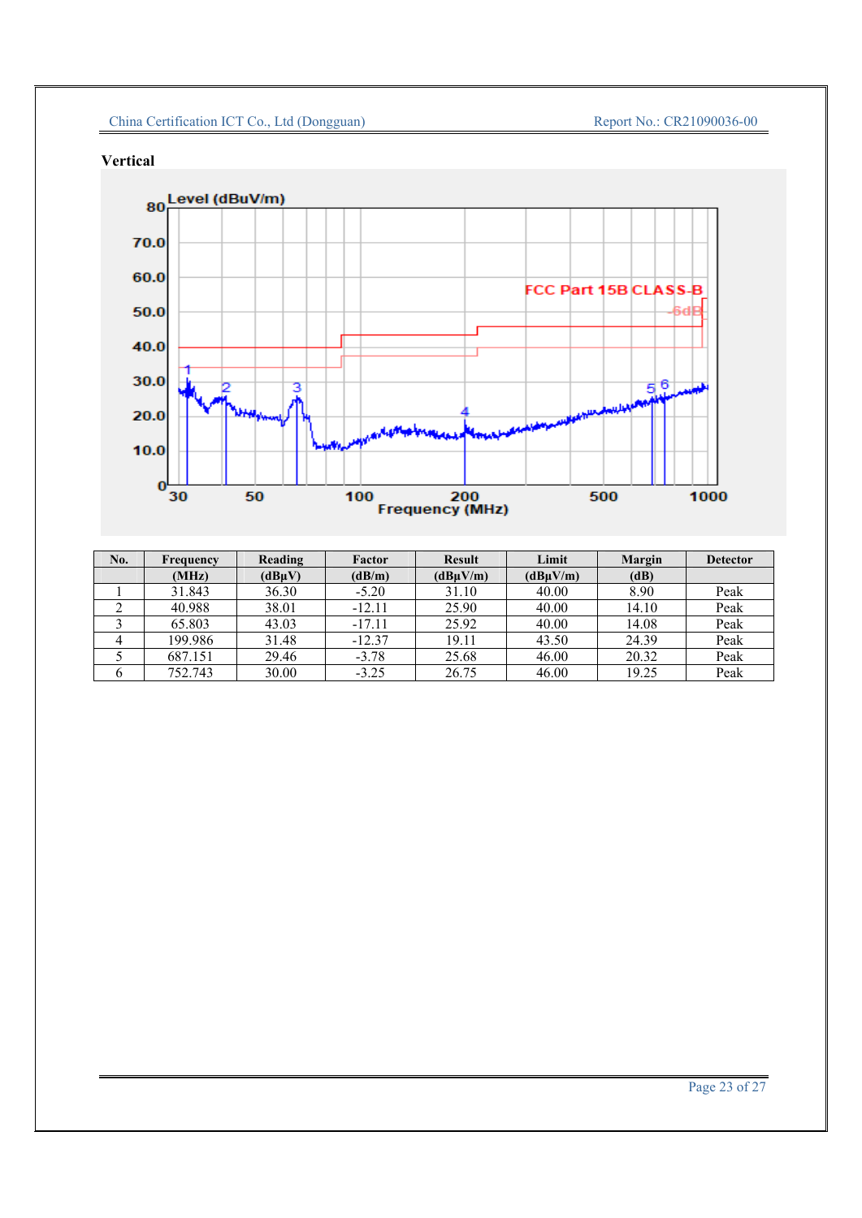**Vertical**

| No. | Frequency | Reading | Factor | Result | Limit | Margin | Detector |
|---|---|---|---|---|---|---|---|
| | (MHz) | (dBμV) | (dB/m) | (dBμV/m) | (dBμV/m) | (dB) | |
| 1 | 31.843 | 36.30 | -5.20 | 31.10 | 40.00 | 8.90 | Peak |
| 2 | 40.988 | 38.01 | -12.11 | 25.90 | 40.00 | 14.10 | Peak |
| 3 | 65.803 | 43.03 | -17.11 | 25.92 | 40.00 | 14.08 | Peak |
| 4 | 199.986 | 31.48 | -12.37 | 19.11 | 43.50 | 24.39 | Peak |
| 5 | 687.151 | 29.46 | -3.78 | 25.68 | 46.00 | 20.32 | Peak |
| 6 | 752.743 | 30.00 | -3.25 | 26.75 | 46.00 | 19.25 | Peak |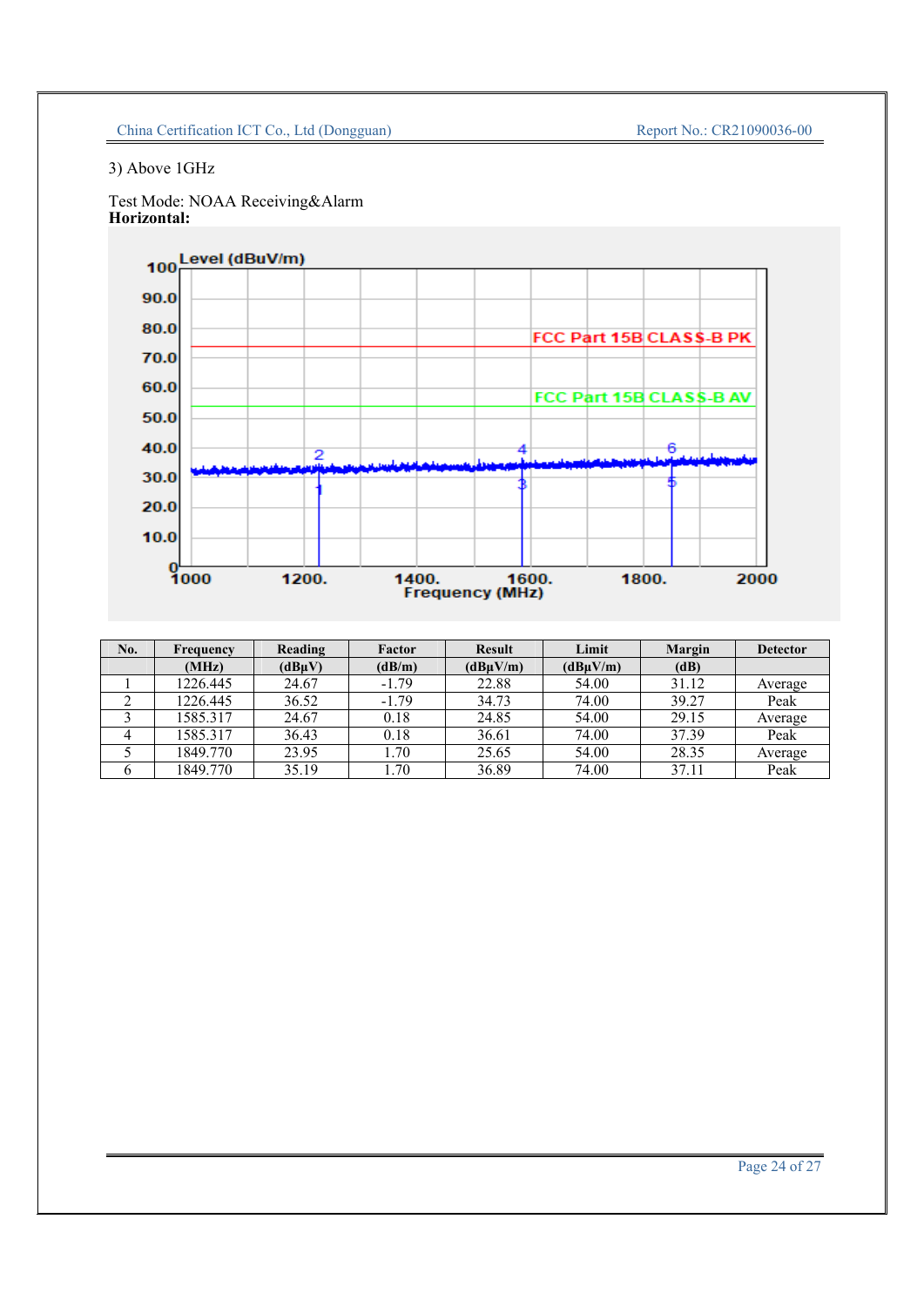3) Above 1GHz

Test Mode: NOAA Receiving&Alarm
**Horizontal:**

| No. | Frequency | Reading | Factor | Result | Limit | Margin | Detector |
|---|---|---|---|---|---|---|---|
| | (MHz) | (dBμV) | (dB/m) | (dBμV/m) | (dBμV/m) | (dB) | |
| 1 | 1226.445 | 24.67 | -1.79 | 22.88 | 54.00 | 31.12 | Average |
| 2 | 1226.445 | 36.52 | -1.79 | 34.73 | 74.00 | 39.27 | Peak |
| 3 | 1585.317 | 24.67 | 0.18 | 24.85 | 54.00 | 29.15 | Average |
| 4 | 1585.317 | 36.43 | 0.18 | 36.61 | 74.00 | 37.39 | Peak |
| 5 | 1849.770 | 23.95 | 1.70 | 25.65 | 54.00 | 28.35 | Average |
| 6 | 1849.770 | 35.19 | 1.70 | 36.89 | 74.00 | 37.11 | Peak |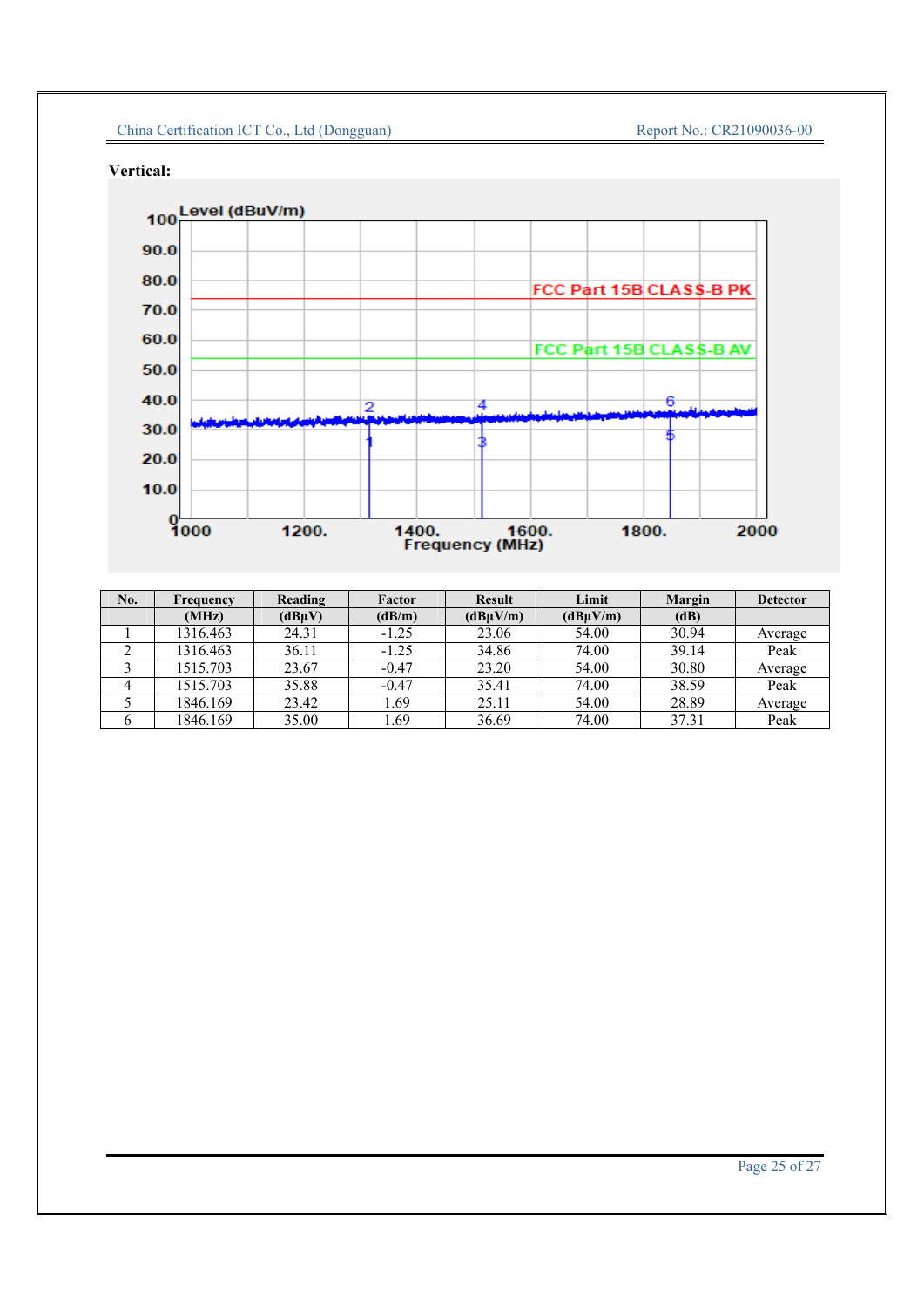**Vertical:**

| No. | Frequency | Reading | Factor | Result | Limit | Margin | Detector |
|---|---|---|---|---|---|---|---|
| | (MHz) | (dBμV) | (dB/m) | (dBμV/m) | (dBμV/m) | (dB) | |
| 1 | 1316.463 | 24.31 | -1.25 | 23.06 | 54.00 | 30.94 | Average |
| 2 | 1316.463 | 36.11 | -1.25 | 34.86 | 74.00 | 39.14 | Peak |
| 3 | 1515.703 | 23.67 | -0.47 | 23.20 | 54.00 | 30.80 | Average |
| 4 | 1515.703 | 35.88 | -0.47 | 35.41 | 74.00 | 38.59 | Peak |
| 5 | 1846.169 | 23.42 | 1.69 | 25.11 | 54.00 | 28.89 | Average |
| 6 | 1846.169 | 35.00 | 1.69 | 36.69 | 74.00 | 37.31 | Peak |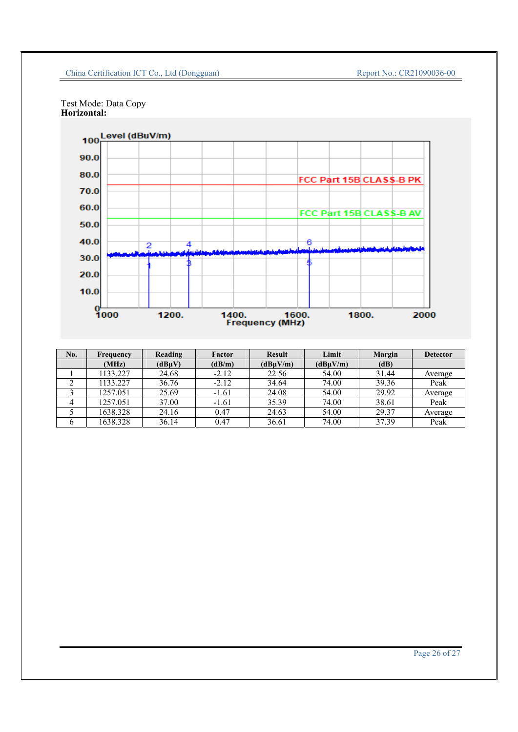Test Mode: Data Copy

**Horizontal:**

| No. | Frequency | Reading | Factor | Result | Limit | Margin | Detector |
|---|---|---|---|---|---|---|---|
| | (MHz) | (dBµV) | (dB/m) | (dBµV/m) | (dBµV/m) | (dB) | |
| 1 | 1133.227 | 24.68 | -2.12 | 22.56 | 54.00 | 31.44 | Average |
| 2 | 1133.227 | 36.76 | -2.12 | 34.64 | 74.00 | 39.36 | Peak |
| 3 | 1257.051 | 25.69 | -1.61 | 24.08 | 54.00 | 29.92 | Average |
| 4 | 1257.051 | 37.00 | -1.61 | 35.39 | 74.00 | 38.61 | Peak |
| 5 | 1638.328 | 24.16 | 0.47 | 24.63 | 54.00 | 29.37 | Average |
| 6 | 1638.328 | 36.14 | 0.47 | 36.61 | 74.00 | 37.39 | Peak |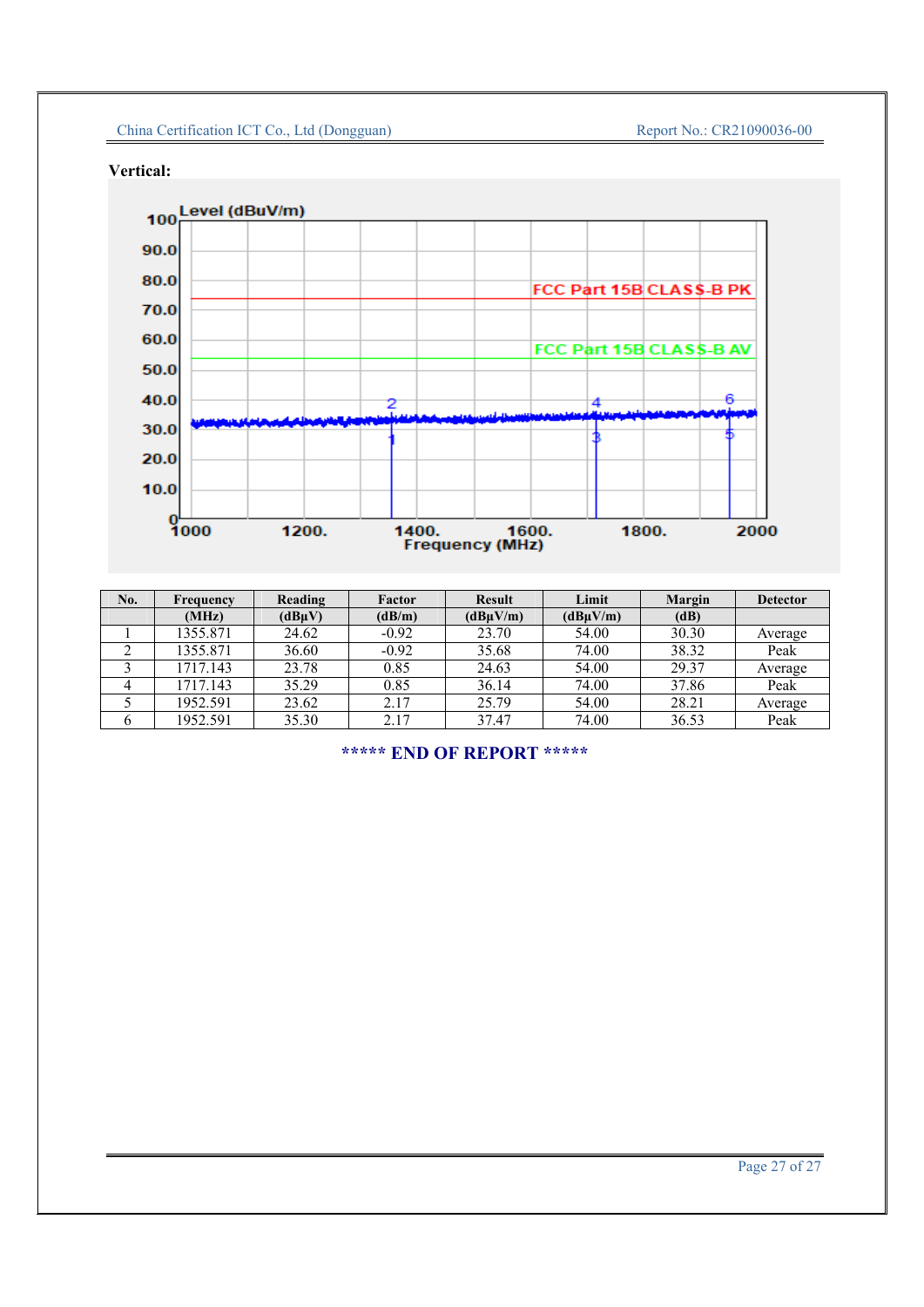**Vertical:**

Level (dBuV/m)
100
90.0
80.0
70.0
60.0
50.0
40.0
30.0
20.0
10.0
0
FCC Part 15B CLASS-B PK
FCC Part 15B CLASS-B AV
2
1
4
3
6
5
1000
1200.
1400.
1600.
1800.
2000
Frequency (MHz)

| No. | Frequency | Reading | Factor | Result | Limit | Margin | Detector |
|---|---|---|---|---|---|---|---|
| | (MHz) | (dBμV) | (dB/m) | (dBμV/m) | (dBμV/m) | (dB) | |
| 1 | 1355.871 | 24.62 | -0.92 | 23.70 | 54.00 | 30.30 | Average |
| 2 | 1355.871 | 36.60 | -0.92 | 35.68 | 74.00 | 38.32 | Peak |
| 3 | 1717.143 | 23.78 | 0.85 | 24.63 | 54.00 | 29.37 | Average |
| 4 | 1717.143 | 35.29 | 0.85 | 36.14 | 74.00 | 37.86 | Peak |
| 5 | 1952.591 | 23.62 | 2.17 | 25.79 | 54.00 | 28.21 | Average |
| 6 | 1952.591 | 35.30 | 2.17 | 37.47 | 74.00 | 36.53 | Peak |

**\*\*\*\*\* END OF REPORT \*\*\*\*\***